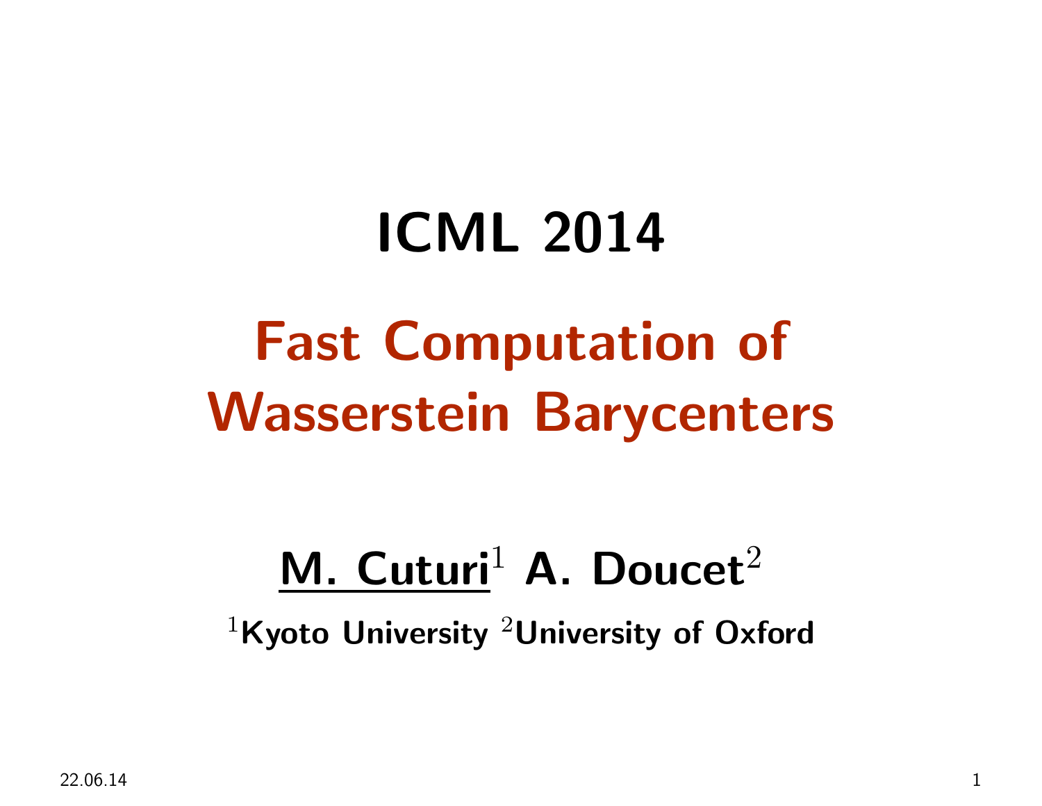# ICML 2014

# Fast Computation of Wasserstein Barycenters

**M. Cuturi**[1] **A. Doucet**[2]

[1]**Kyoto University** [2]**University of Oxford**

22.06.14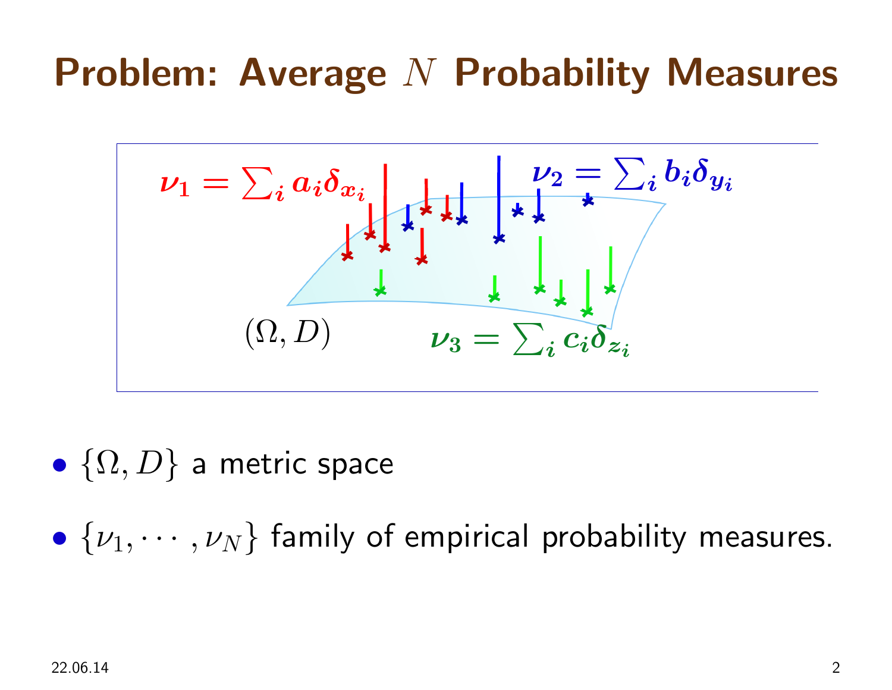# Problem: Average $N$ Probability Measures

$\nu_1 = \sum_i a_i \delta_{x_i}$

$\nu_2 = \sum_i b_i \delta_{y_i}$

$(\Omega, D)$

$\nu_3 = \sum_i c_i \delta_{z_i}$

- $\{\Omega, D\}$ a metric space
- $\{\nu_1, \cdots, \nu_N\}$ family of empirical probability measures.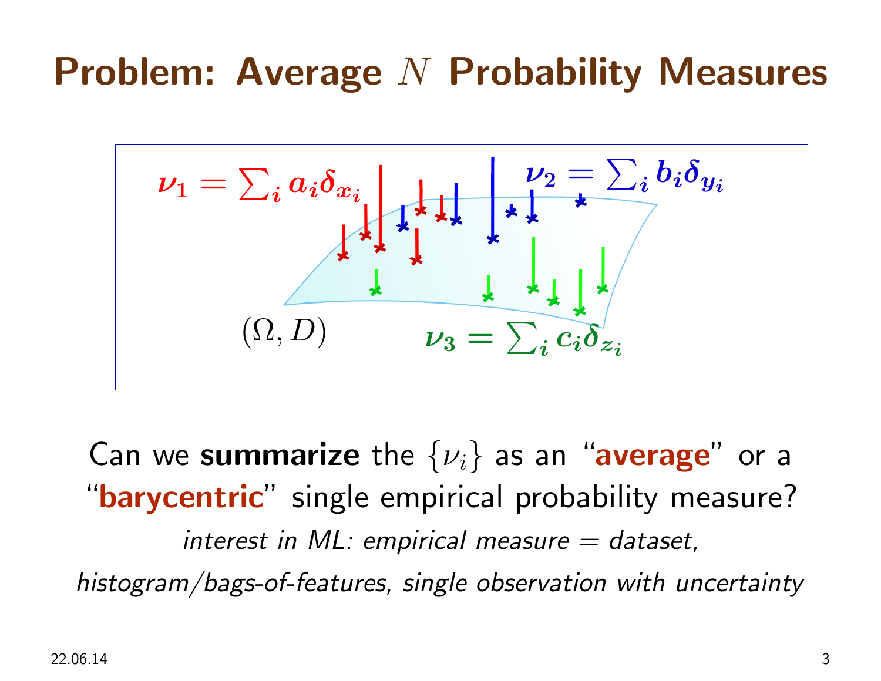# Problem: Average $N$ Probability Measures

$\nu_1 = \sum_i a_i \delta_{x_i}$

$\nu_2 = \sum_i b_i \delta_{y_i}$

$\nu_3 = \sum_i c_i \delta_{z_i}$

$(\Omega, D)$

Can we **summarize** the $\{\nu_i\}$ as an "**average**" or a "**barycentric**" single empirical probability measure?

*interest in ML: empirical measure = dataset, histogram/bags-of-features, single observation with uncertainty*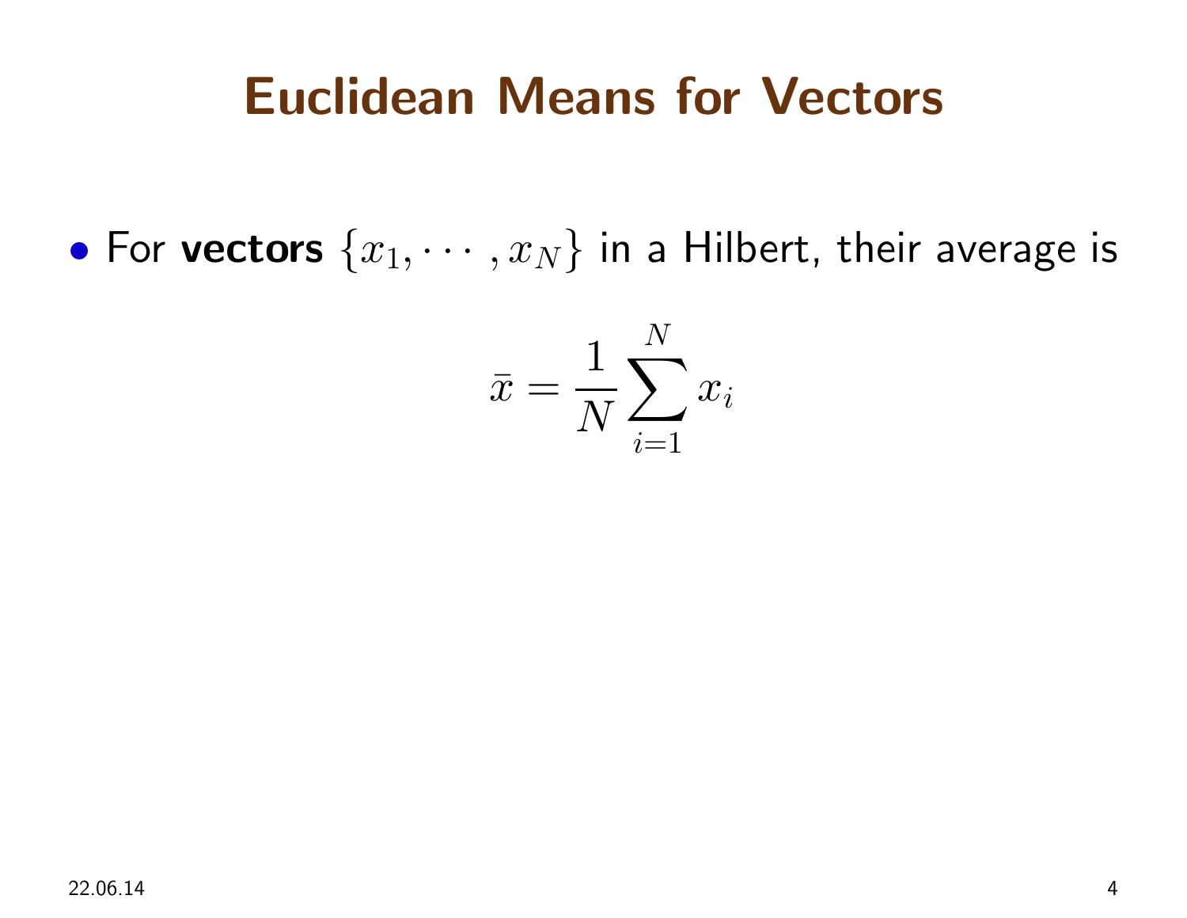# Euclidean Means for Vectors

- For **vectors** $\{x_1, \cdots, x_N\}$ in a Hilbert, their average is

$$\bar{x} = \frac{1}{N} \sum_{i=1}^{N} x_i$$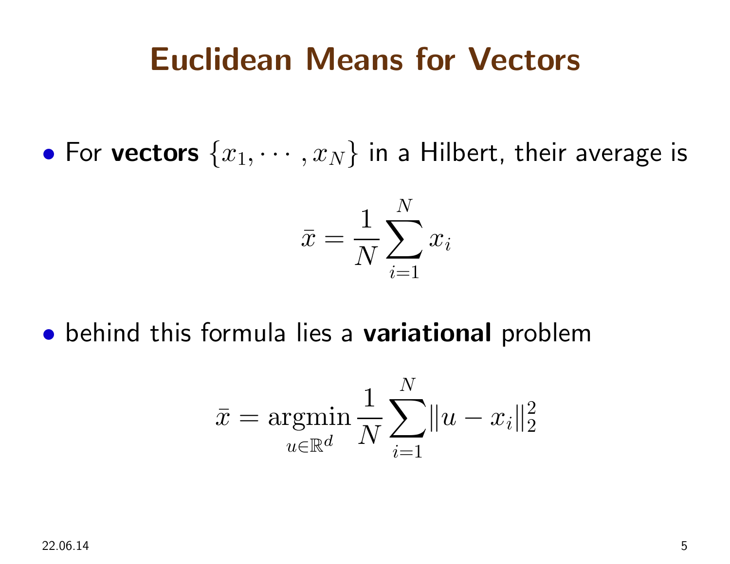# Euclidean Means for Vectors

- For **vectors** $\{x_1, \cdots, x_N\}$ in a Hilbert, their average is

$$\bar{x} = \frac{1}{N} \sum_{i=1}^{N} x_i$$

- behind this formula lies a **variational** problem

$$\bar{x} = \underset{u \in \mathbb{R}^d}{\operatorname{argmin}} \frac{1}{N} \sum_{i=1}^{N} \|u - x_i\|_2^2$$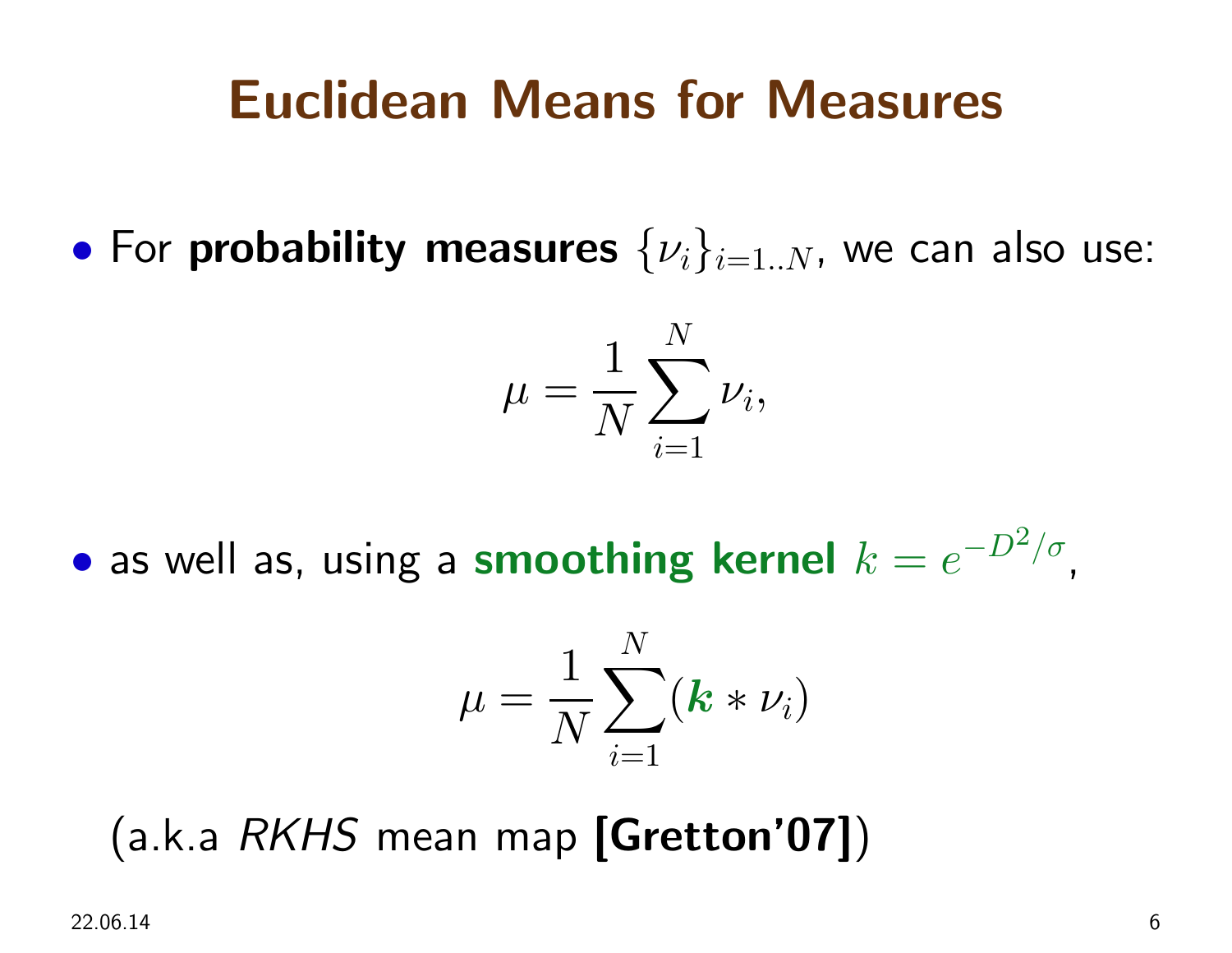# Euclidean Means for Measures

- For **probability measures** $\{\nu_i\}_{i=1..N}$, we can also use:

$$\mu = \frac{1}{N}\sum_{i=1}^{N} \nu_i,$$

- as well as, using a **smoothing kernel** $k = e^{-D^2/\sigma}$,

$$\mu = \frac{1}{N}\sum_{i=1}^{N} (\boldsymbol{k} * \nu_i)$$

(a.k.a *RKHS* mean map **[Gretton'07]**)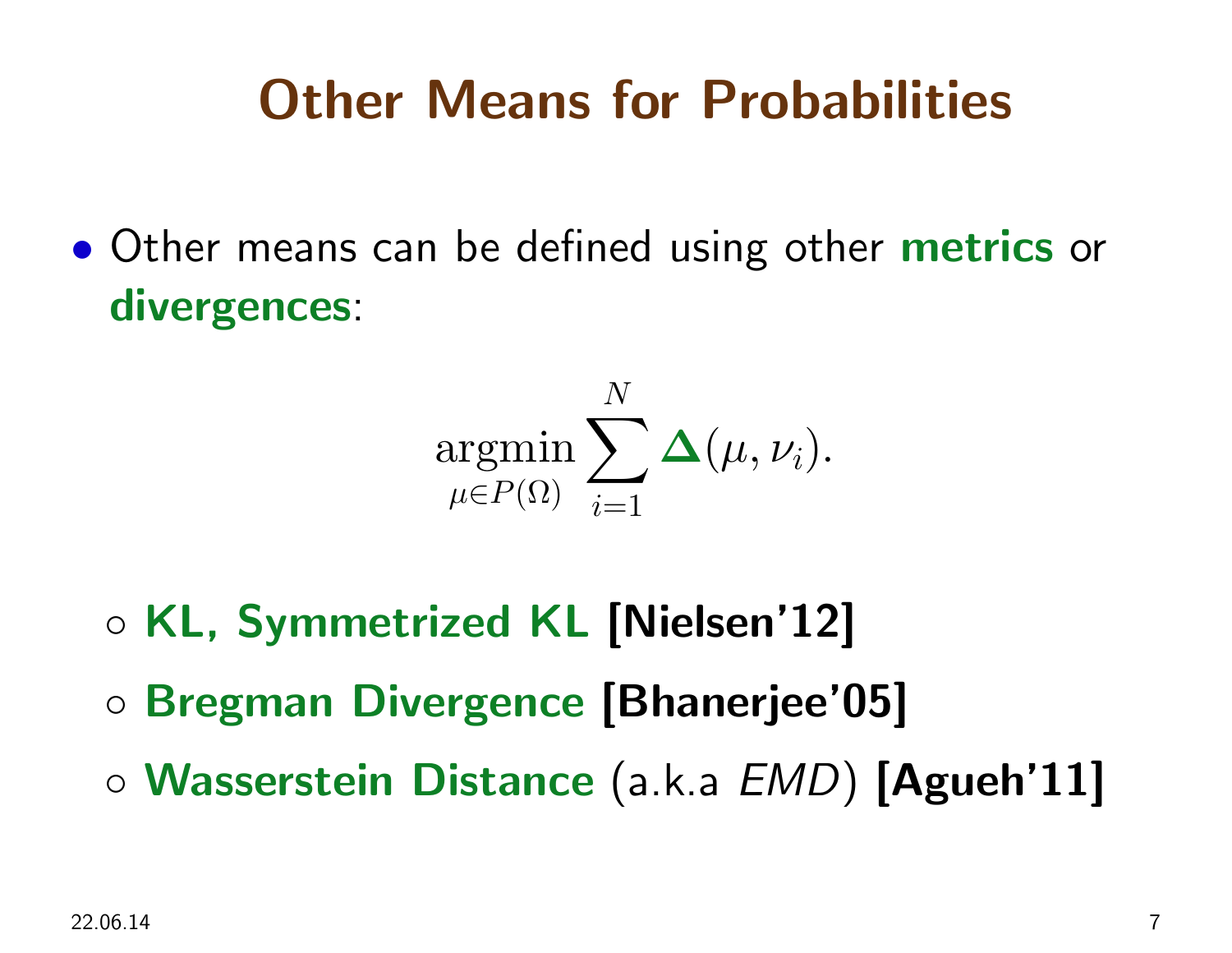# Other Means for Probabilities

- Other means can be defined using other **metrics** or **divergences**:

$$\operatorname*{argmin}_{\mu \in P(\Omega)} \sum_{i=1}^{N} \boldsymbol{\Delta}(\mu, \nu_i).$$

  - **KL, Symmetrized KL [Nielsen'12]**
  - **Bregman Divergence [Bhanerjee'05]**
  - **Wasserstein Distance** (a.k.a *EMD*) **[Agueh'11]**

22.06.14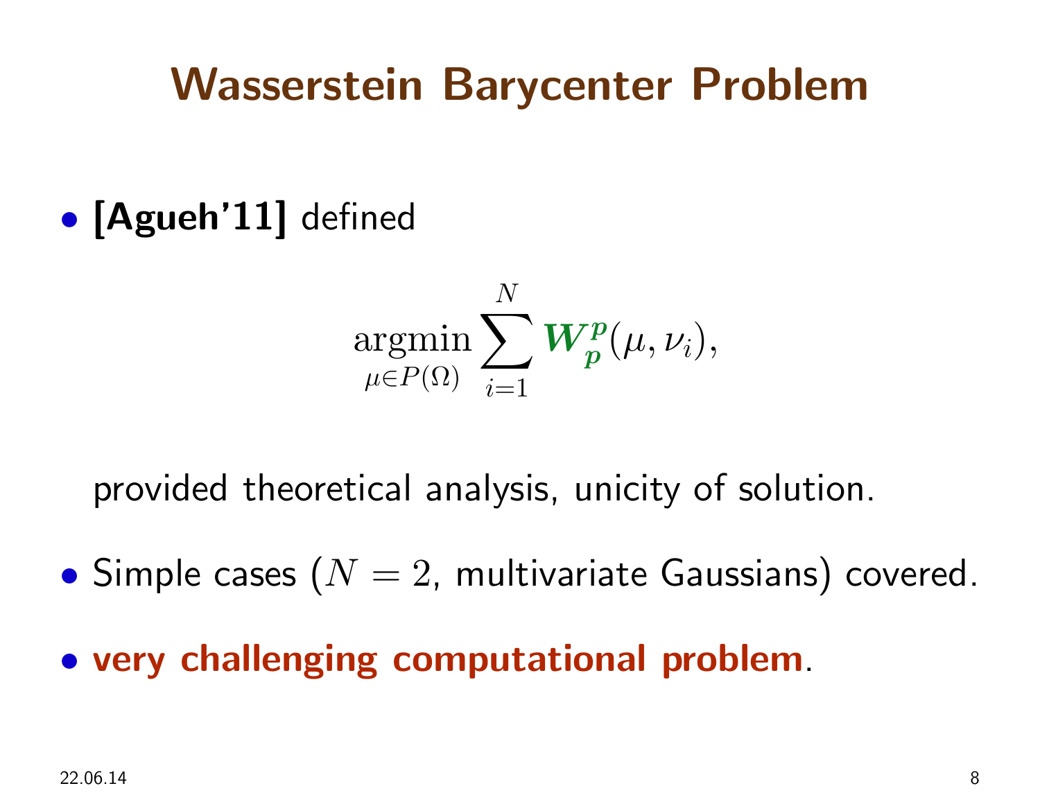# Wasserstein Barycenter Problem

- **[Agueh'11]** defined

$$\underset{\mu \in P(\Omega)}{\operatorname{argmin}} \sum_{i=1}^{N} \boldsymbol{W_p^p}(\mu, \nu_i),$$

  provided theoretical analysis, unicity of solution.

- Simple cases ($N = 2$, multivariate Gaussians) covered.
- **very challenging computational problem**.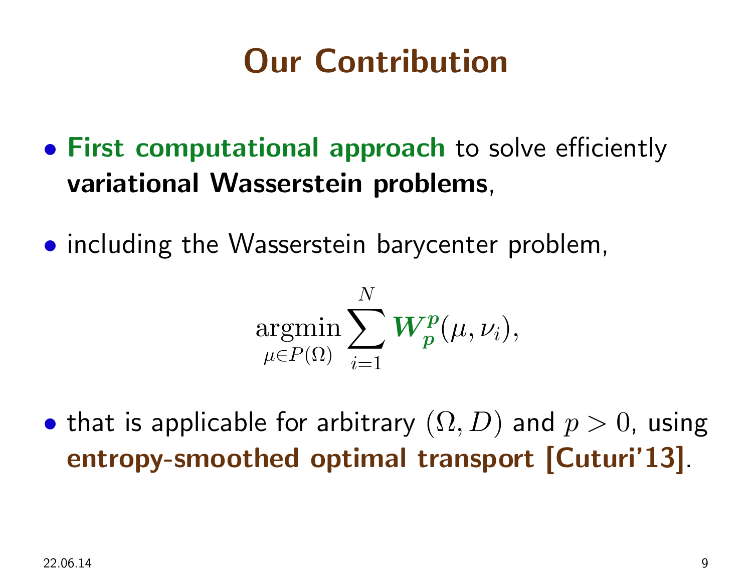# Our Contribution

- **First computational approach** to solve efficiently **variational Wasserstein problems**,
- including the Wasserstein barycenter problem,

$$\underset{\mu \in P(\Omega)}{\operatorname{argmin}} \sum_{i=1}^{N} \boldsymbol{W_p^p}(\mu, \nu_i),$$

- that is applicable for arbitrary $(\Omega, D)$ and $p > 0$, using **entropy-smoothed optimal transport [Cuturi'13]**.

22.06.14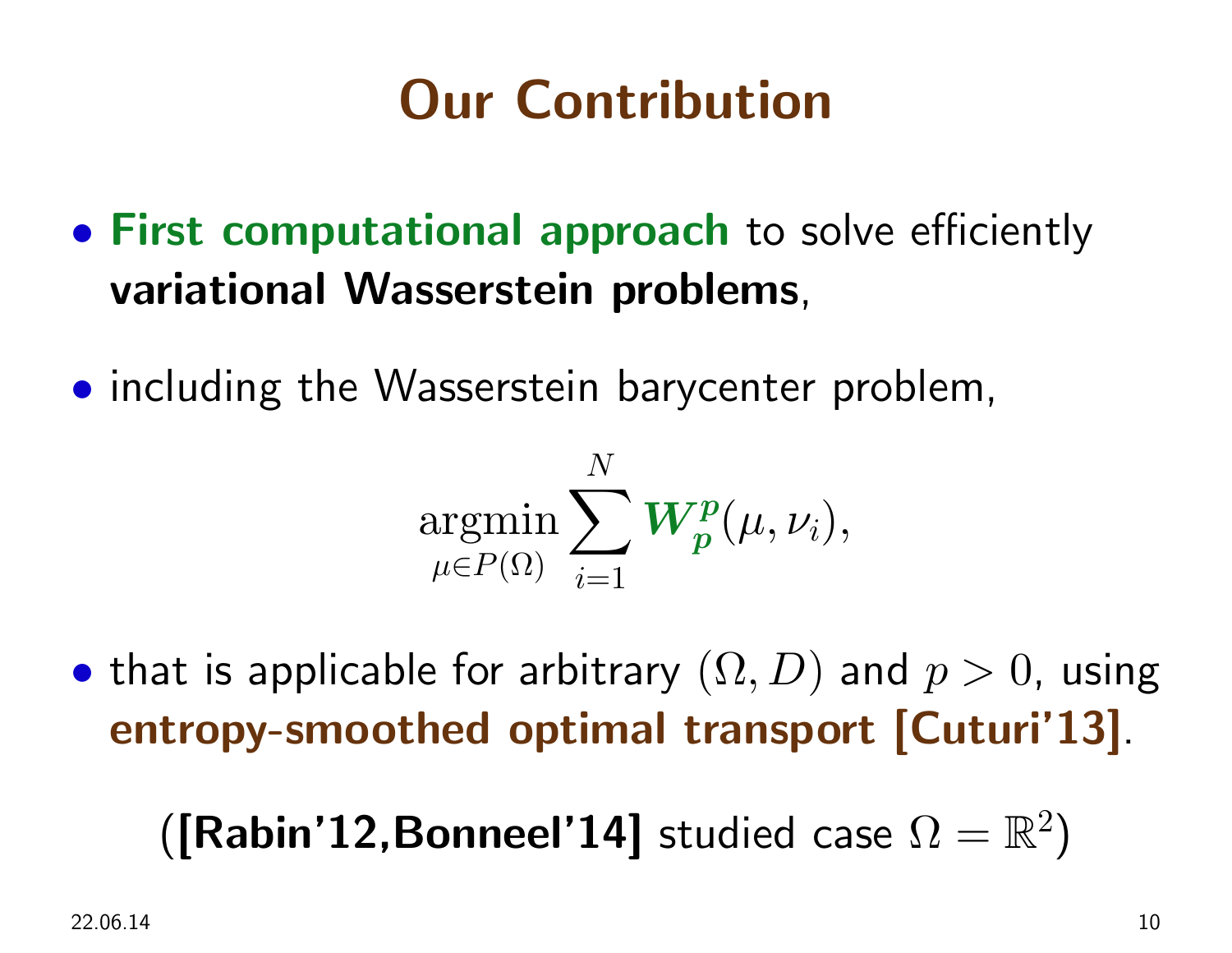# Our Contribution

- **First computational approach** to solve efficiently **variational Wasserstein problems**,
- including the Wasserstein barycenter problem,

$$\underset{\mu \in P(\Omega)}{\operatorname{argmin}} \sum_{i=1}^{N} \boldsymbol{W_p^p}(\mu, \nu_i),$$

- that is applicable for arbitrary $(\Omega, D)$ and $p > 0$, using **entropy-smoothed optimal transport [Cuturi'13]**.

(**[Rabin'12,Bonneel'14]** studied case $\Omega = \mathbb{R}^2$)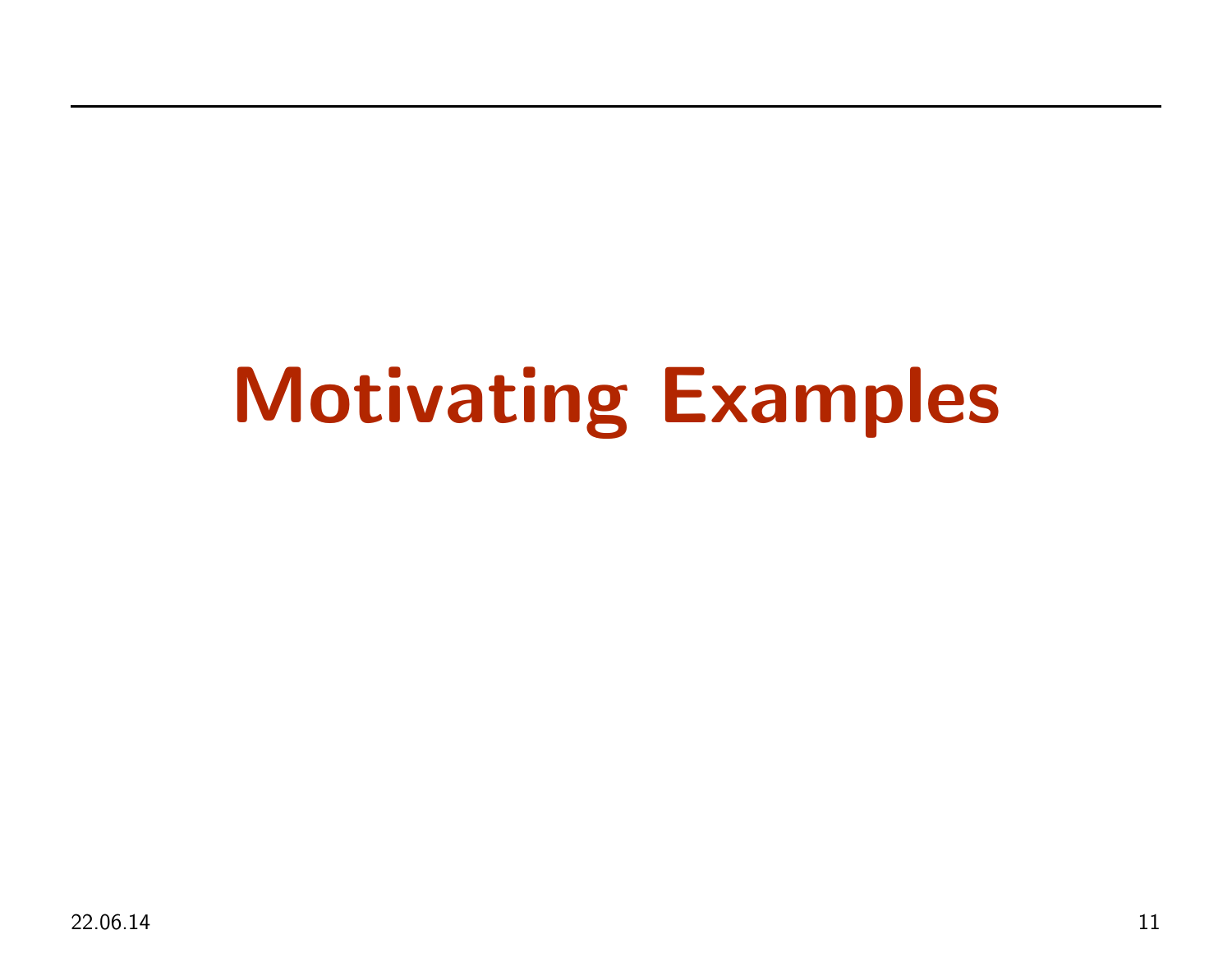# Motivating Examples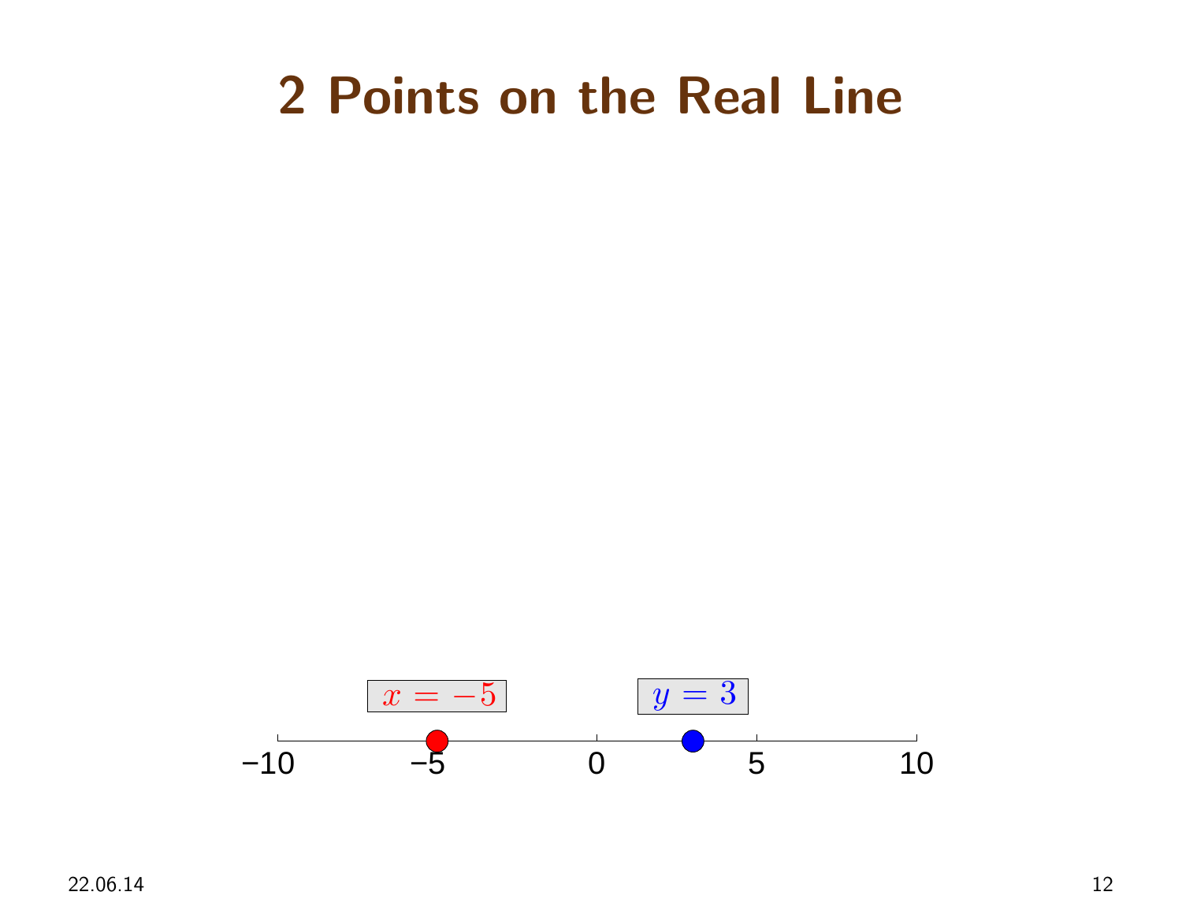# 2 Points on the Real Line

$x = -5$

$y = 3$

−10 −5 0 5 10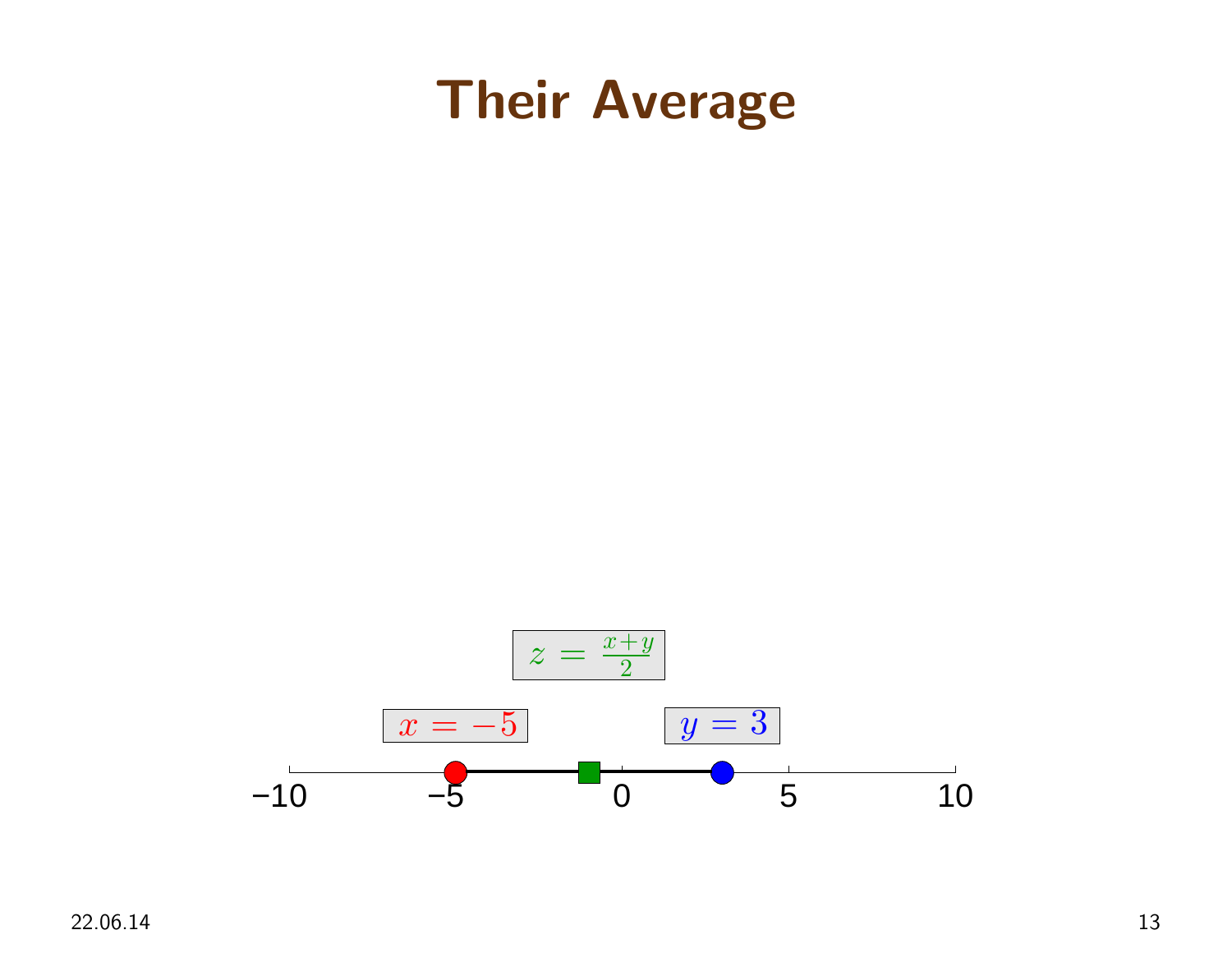# Their Average

$z = \frac{x+y}{2}$

$x = -5$

$y = 3$

−10 −5 0 5 10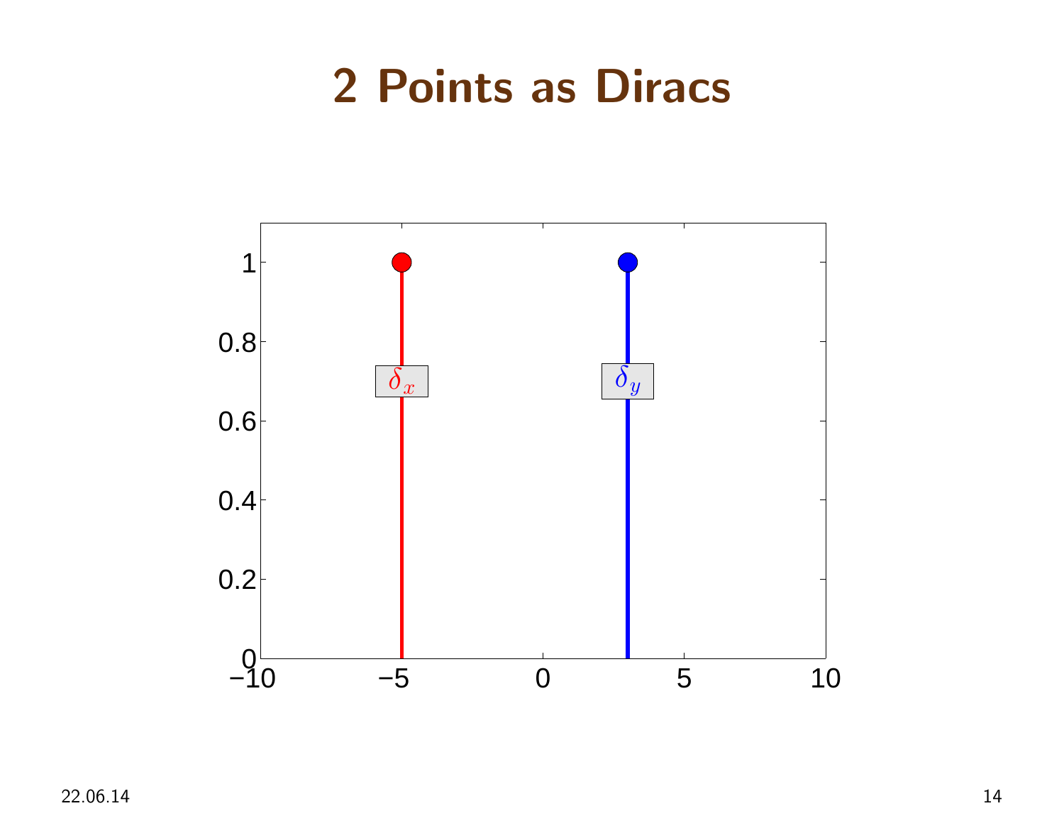# 2 Points as Diracs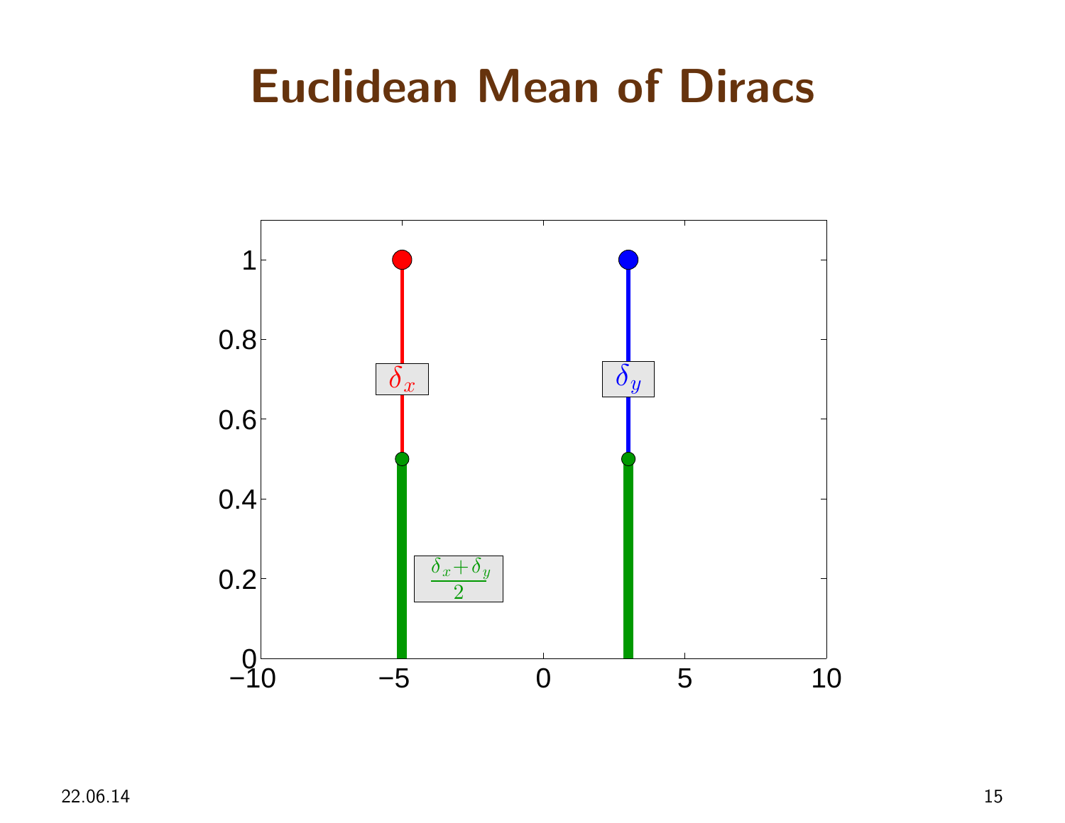# Euclidean Mean of Diracs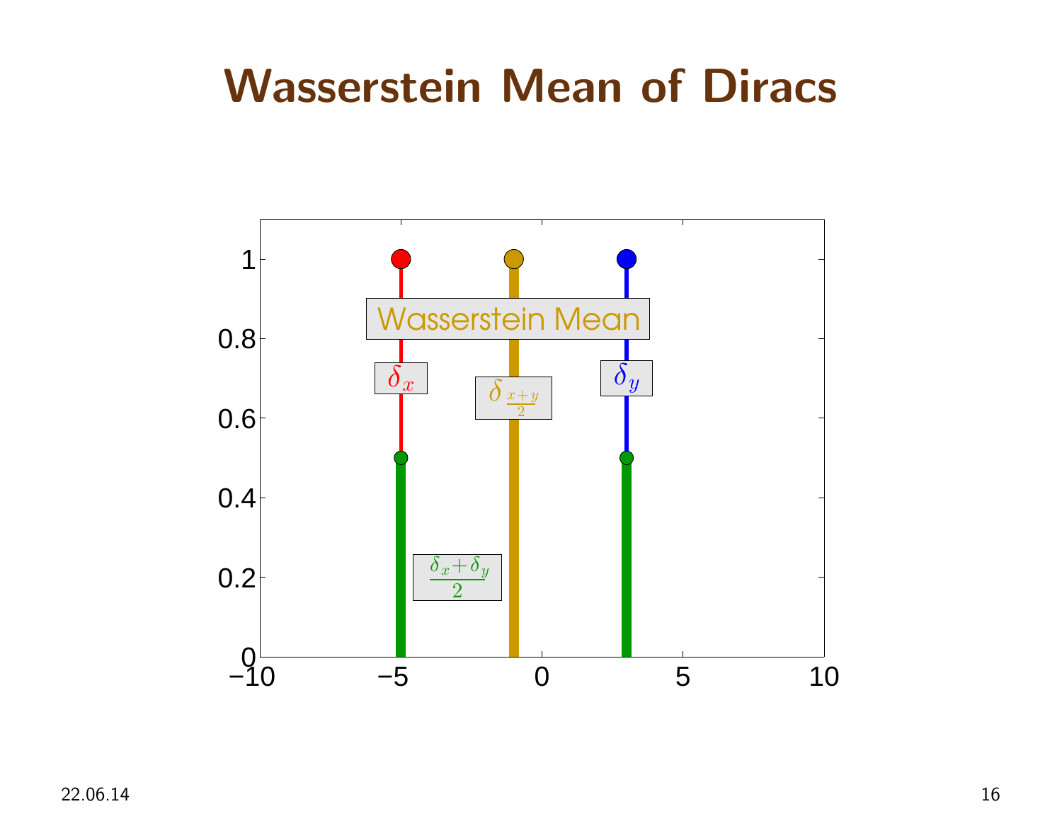# Wasserstein Mean of Diracs

Wasserstein Mean

$\delta_x$

$\delta_{\frac{x+y}{2}}$

$\delta_y$

$\frac{\delta_x + \delta_y}{2}$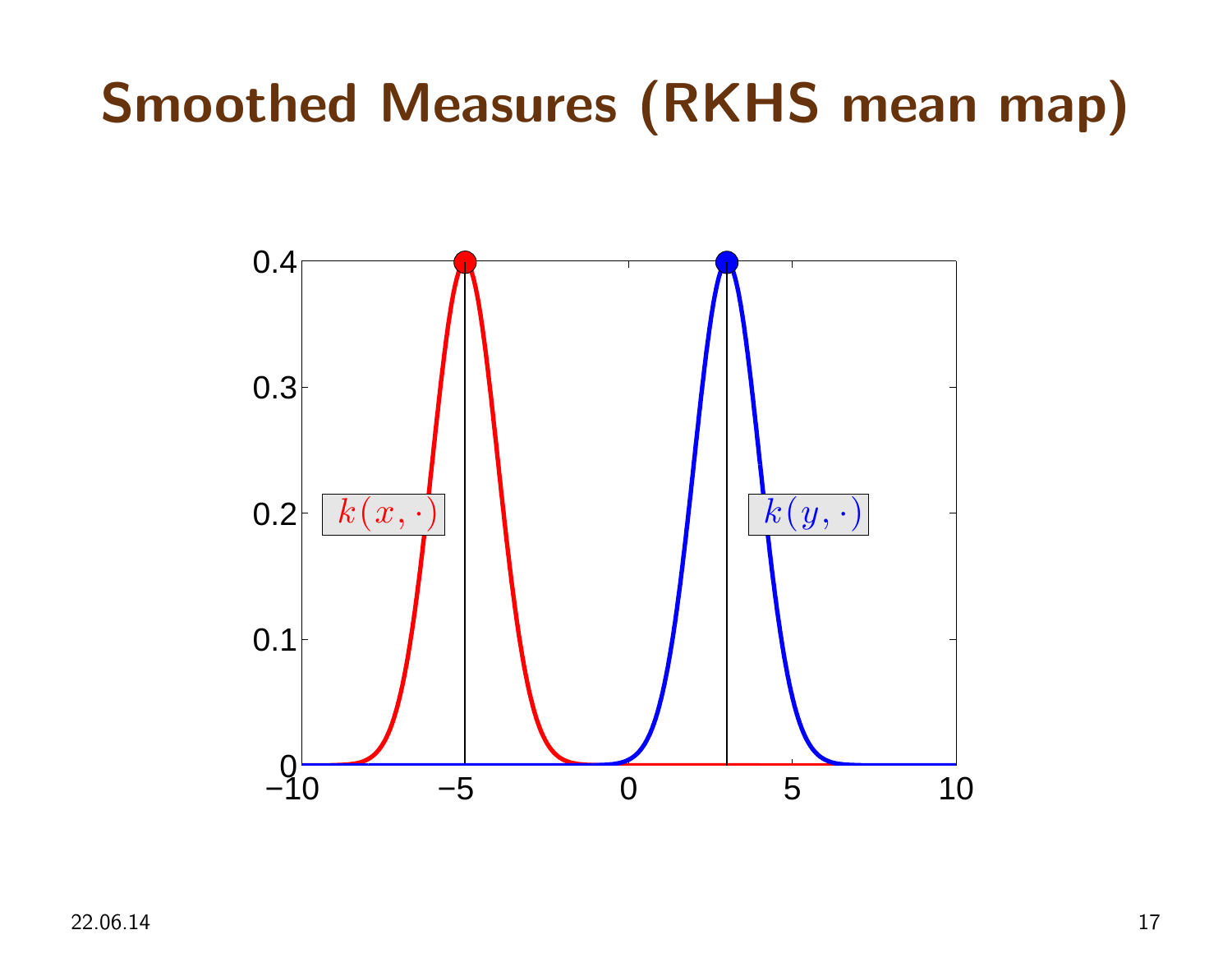# Smoothed Measures (RKHS mean map)

$k(x, \cdot)$

$k(y, \cdot)$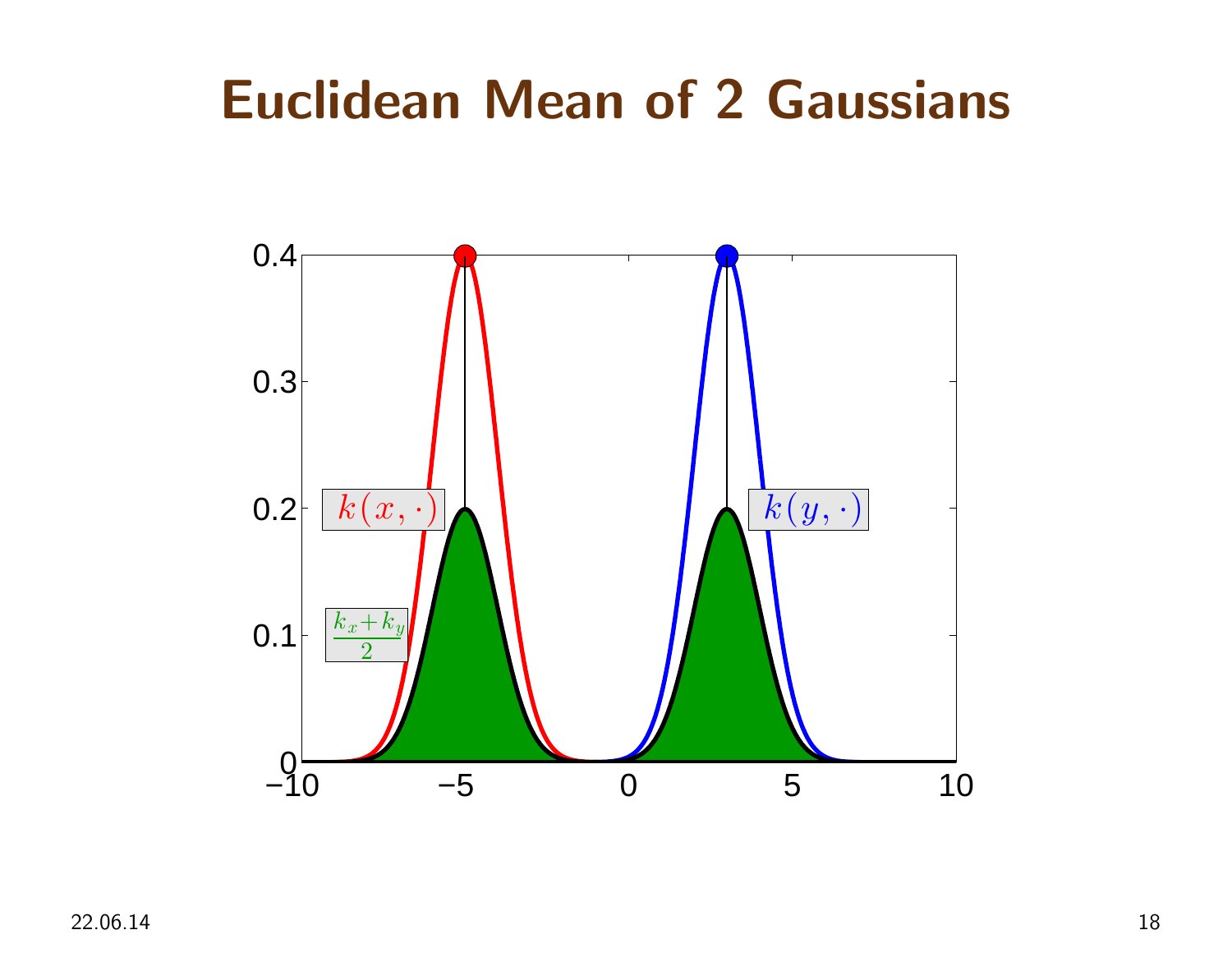# Euclidean Mean of 2 Gaussians

$k(x, \cdot)$

$k(y, \cdot)$

$\frac{k_x + k_y}{2}$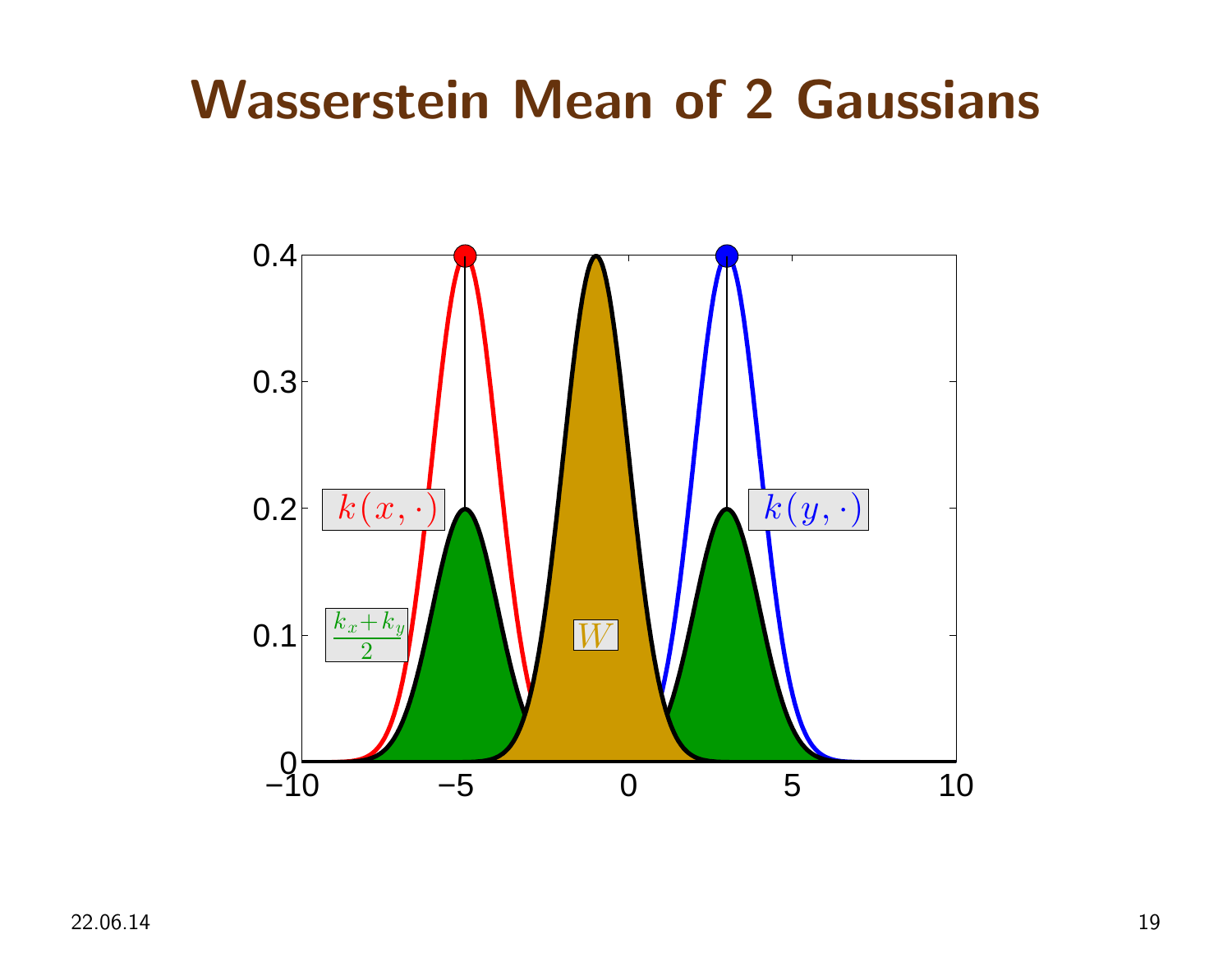# Wasserstein Mean of 2 Gaussians

$k(x,\cdot)$

$k(y,\cdot)$

$\frac{k_x+k_y}{2}$

$W$

0.4

0.3

0.2

0.1

0

−10 −5 0 5 10

22.06.14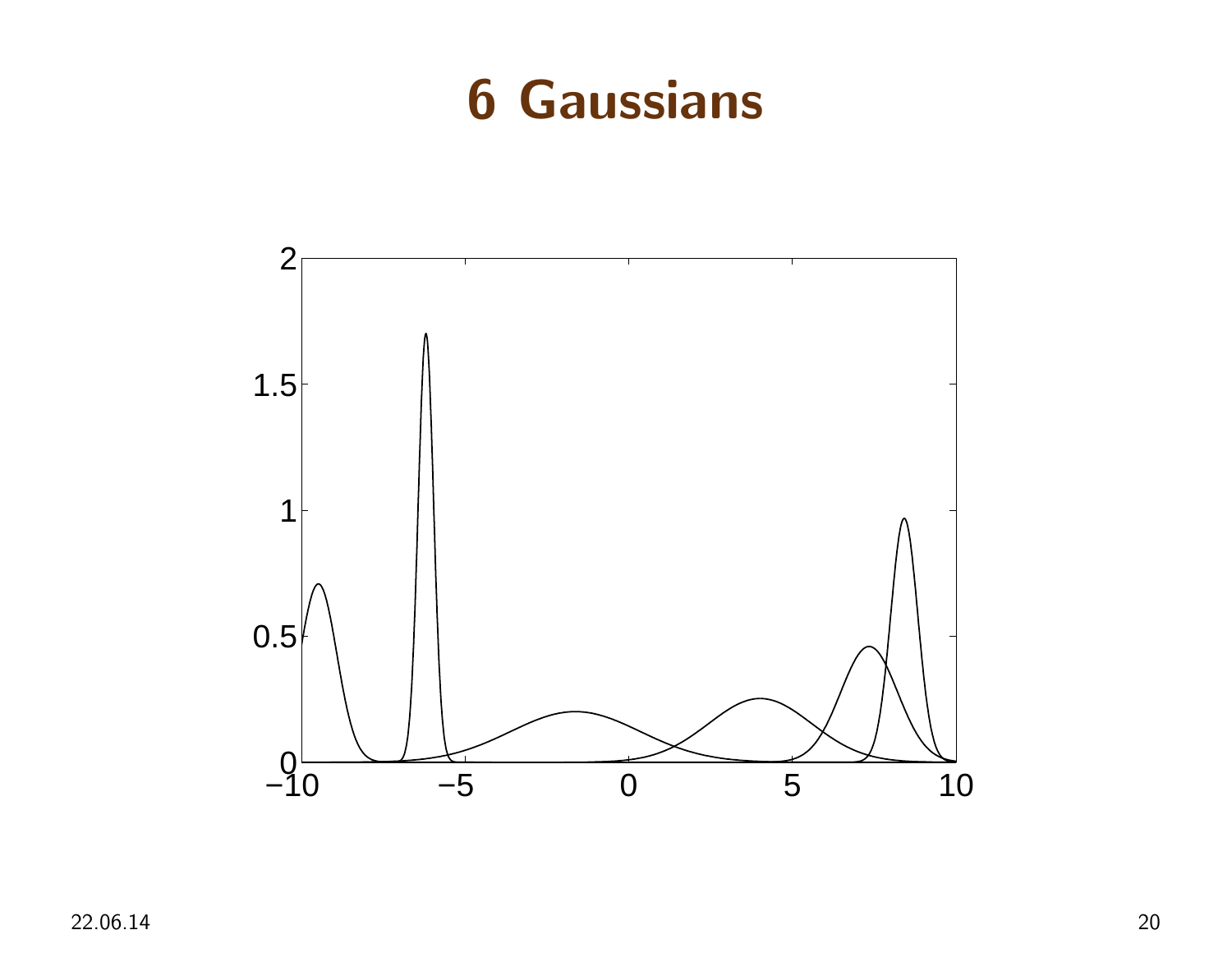# 6 Gaussians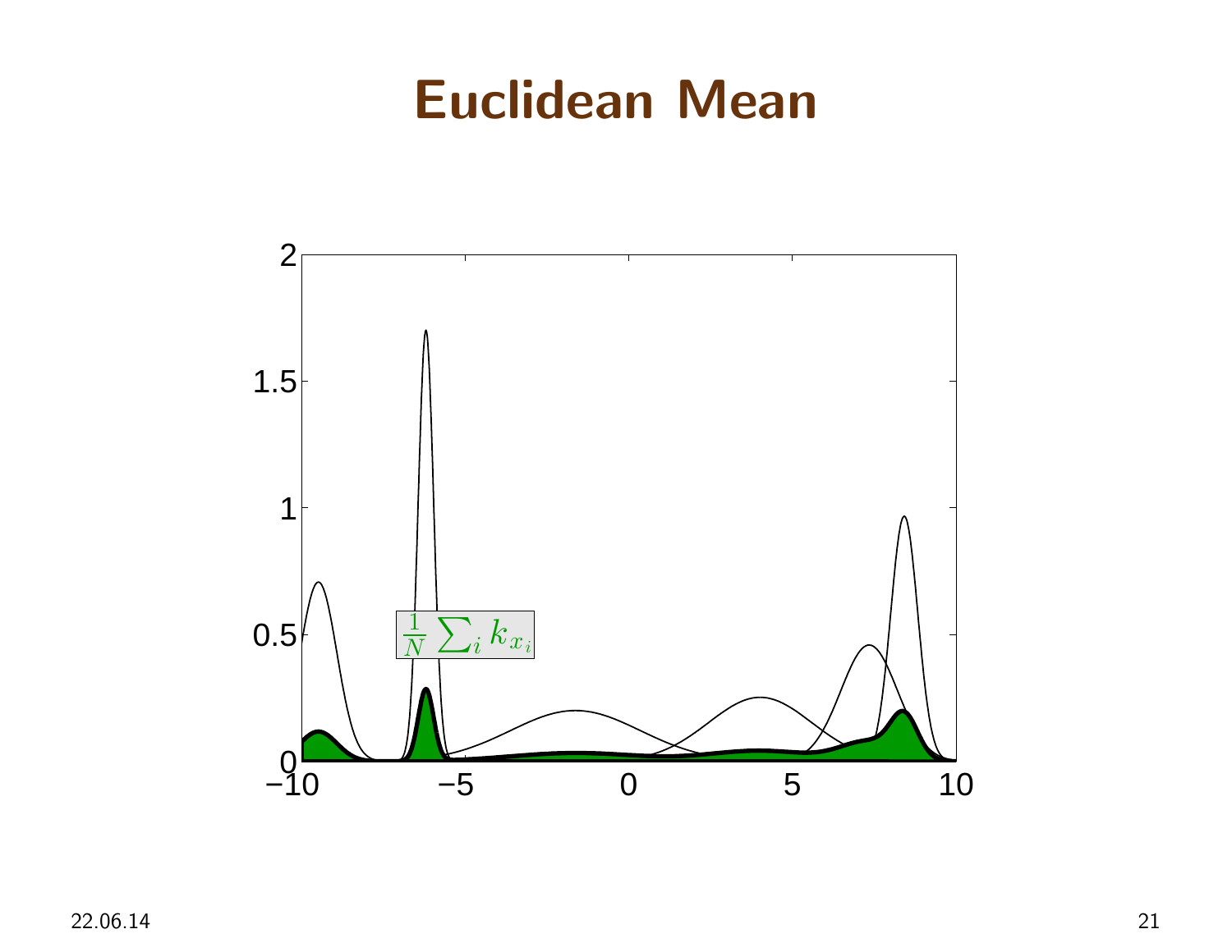# Euclidean Mean

$\frac{1}{N}\sum_i k_{x_i}$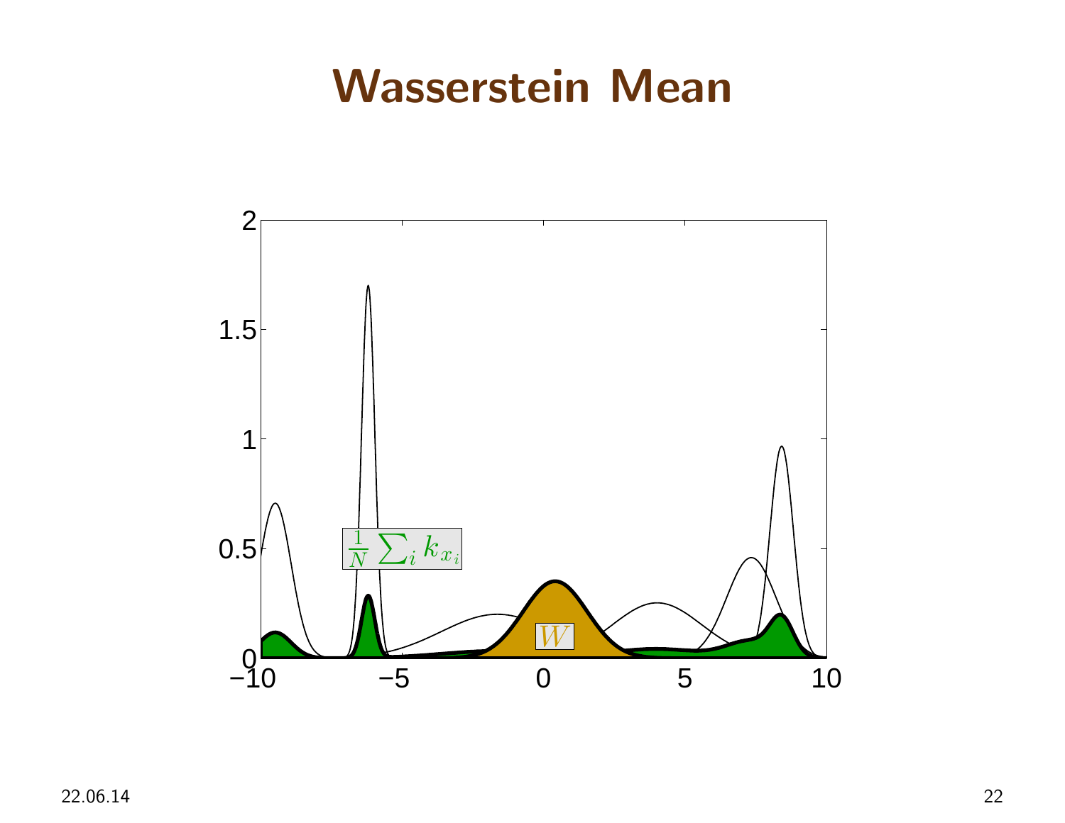# Wasserstein Mean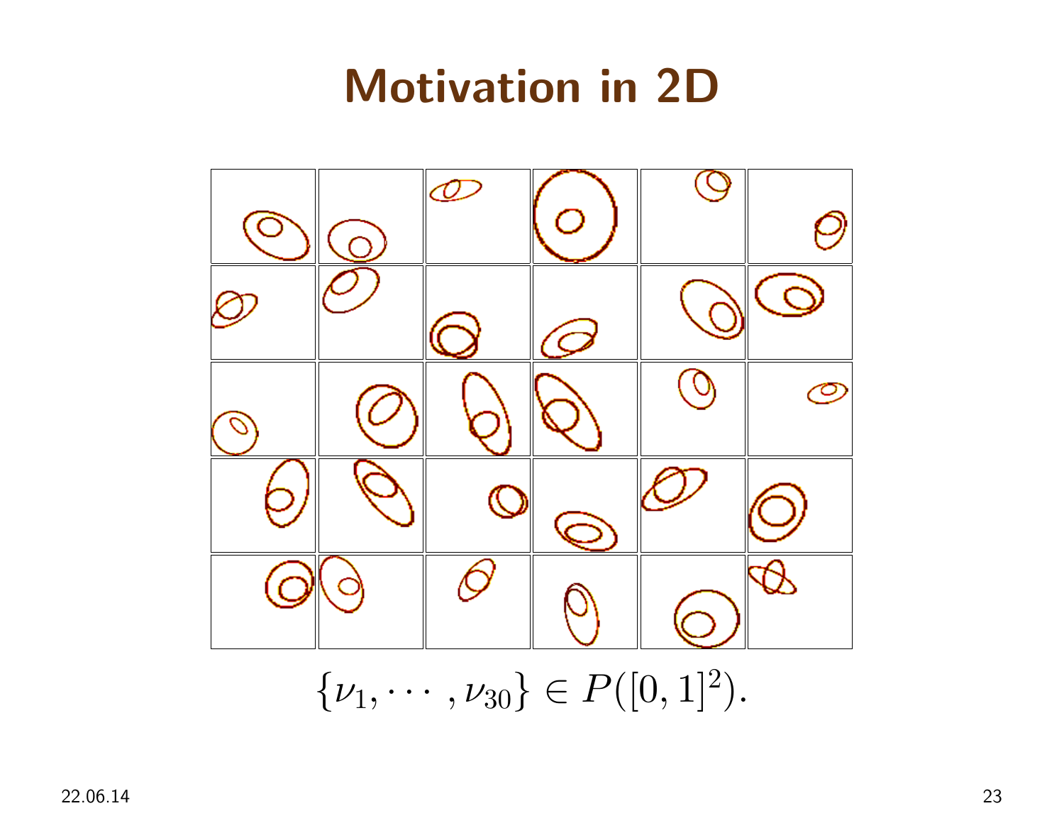# Motivation in 2D

$$\{\nu_1, \cdots, \nu_{30}\} \in P([0,1]^2).$$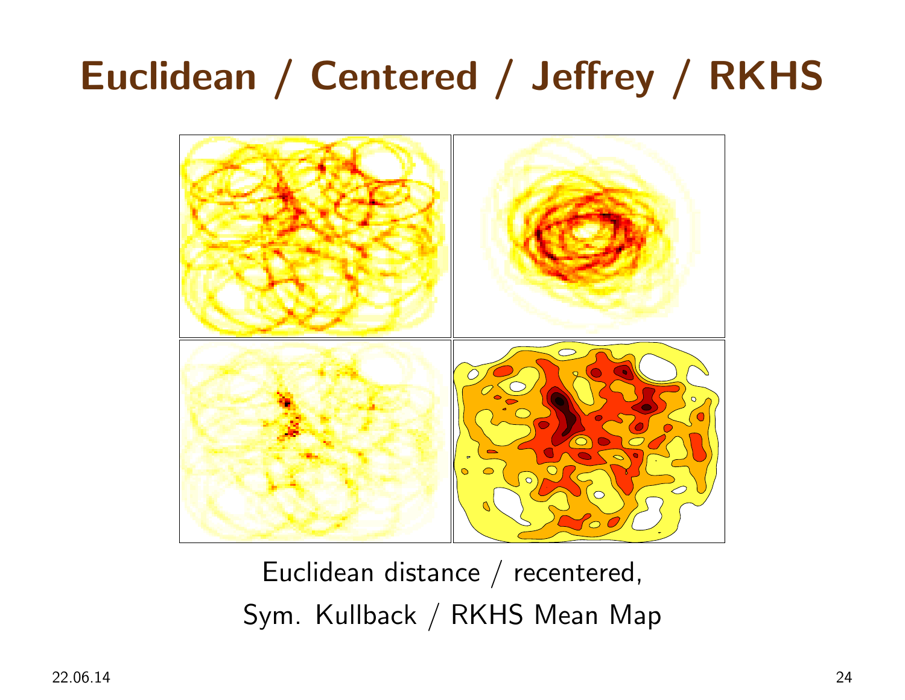# Euclidean / Centered / Jeffrey / RKHS

Euclidean distance / recentered,

Sym. Kullback / RKHS Mean Map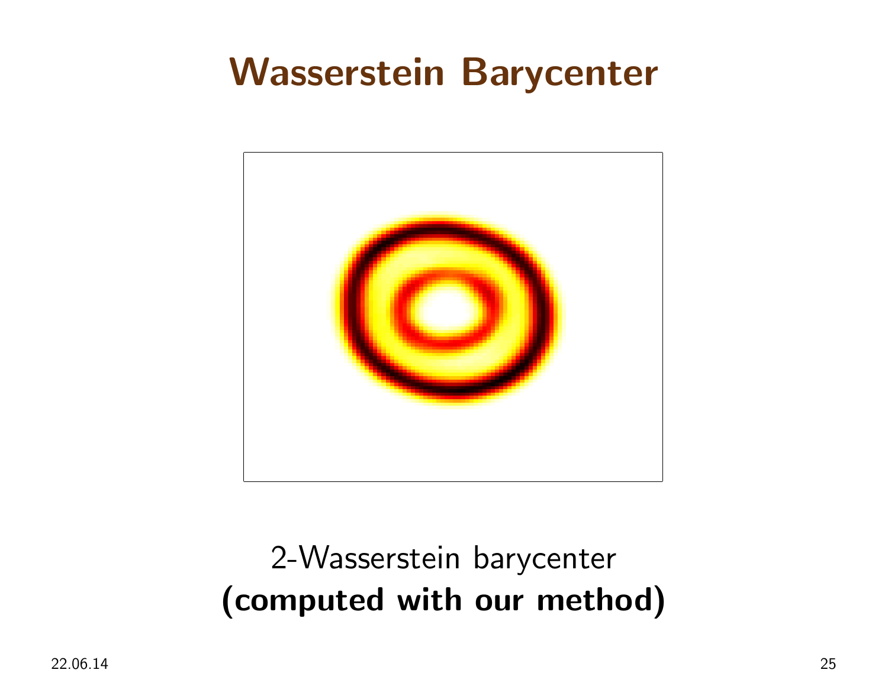# Wasserstein Barycenter

2-Wasserstein barycenter
**(computed with our method)**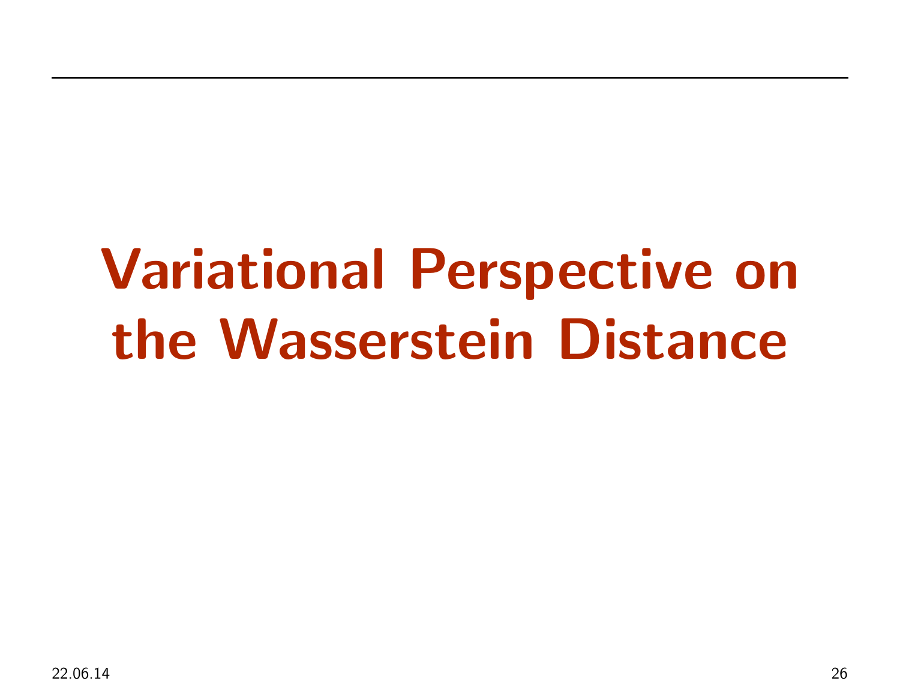# Variational Perspective on the Wasserstein Distance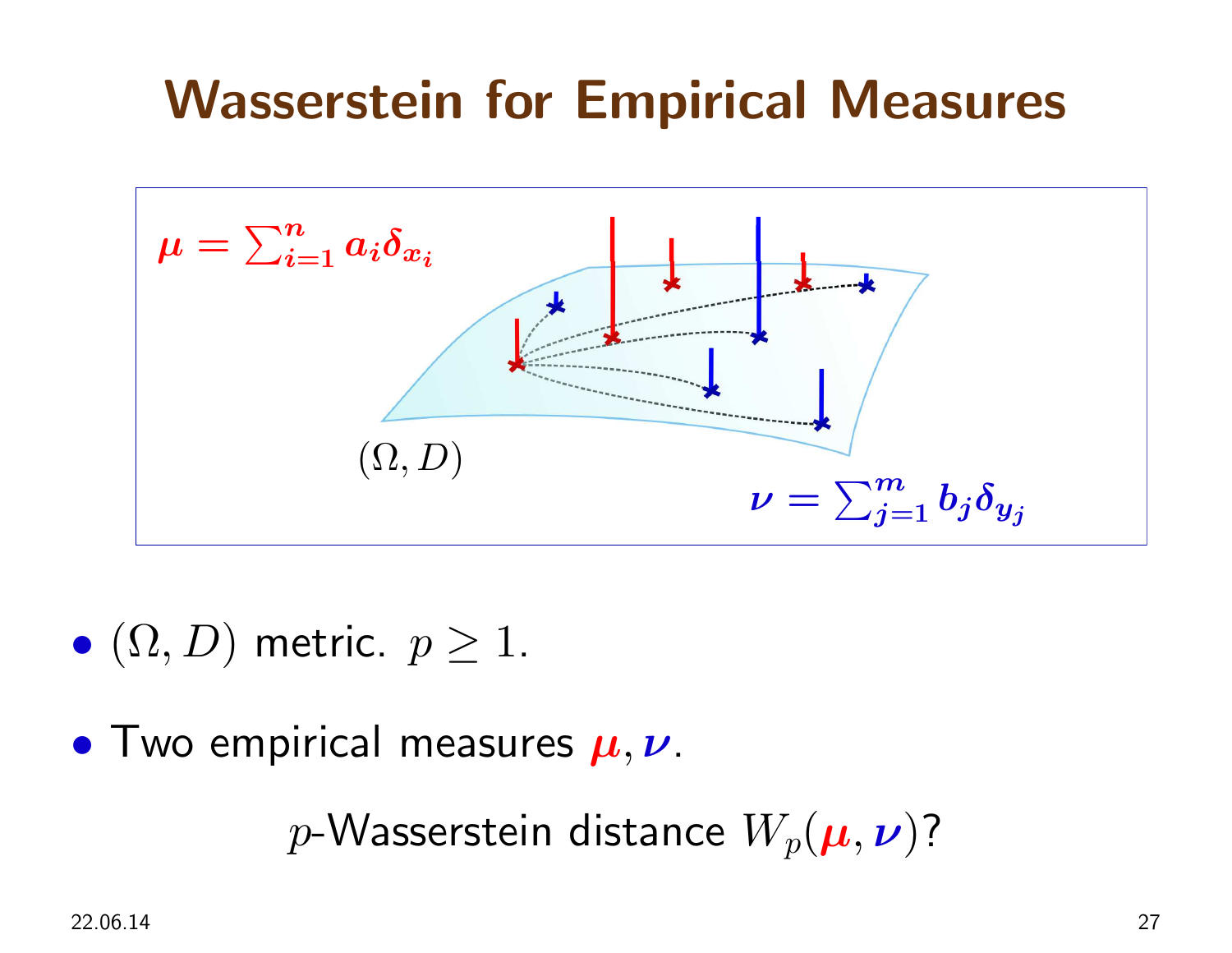# Wasserstein for Empirical Measures

$\mu = \sum_{i=1}^{n} a_i \delta_{x_i}$

$(\Omega, D)$

$\nu = \sum_{j=1}^{m} b_j \delta_{y_j}$

- $(\Omega, D)$ metric. $p \geq 1$.
- Two empirical measures $\mu, \nu$.

$p$-Wasserstein distance $W_p(\mu, \nu)$?

22.06.14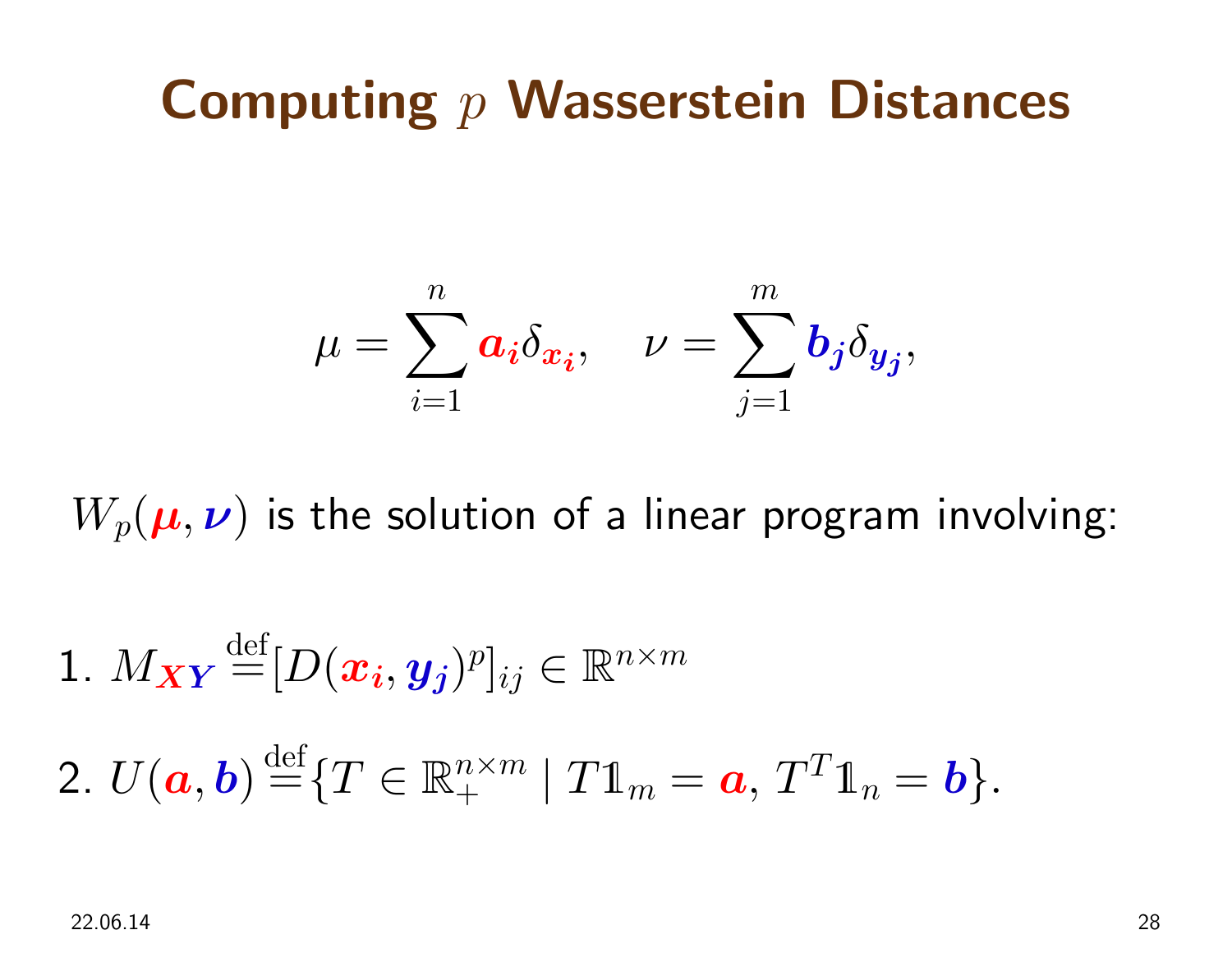# Computing $p$ Wasserstein Distances

$$\mu = \sum_{i=1}^{n} \boldsymbol{a_i} \delta_{\boldsymbol{x_i}}, \quad \nu = \sum_{j=1}^{m} \boldsymbol{b_j} \delta_{\boldsymbol{y_j}},$$

$W_p(\boldsymbol{\mu}, \boldsymbol{\nu})$ is the solution of a linear program involving:

1. $M_{\boldsymbol{XY}} \stackrel{\text{def}}{=} [D(\boldsymbol{x_i}, \boldsymbol{y_j})^p]_{ij} \in \mathbb{R}^{n \times m}$

2. $U(\boldsymbol{a}, \boldsymbol{b}) \stackrel{\text{def}}{=} \{T \in \mathbb{R}_+^{n \times m} \mid T\mathbb{1}_m = \boldsymbol{a},\, T^T \mathbb{1}_n = \boldsymbol{b}\}.$

22.06.14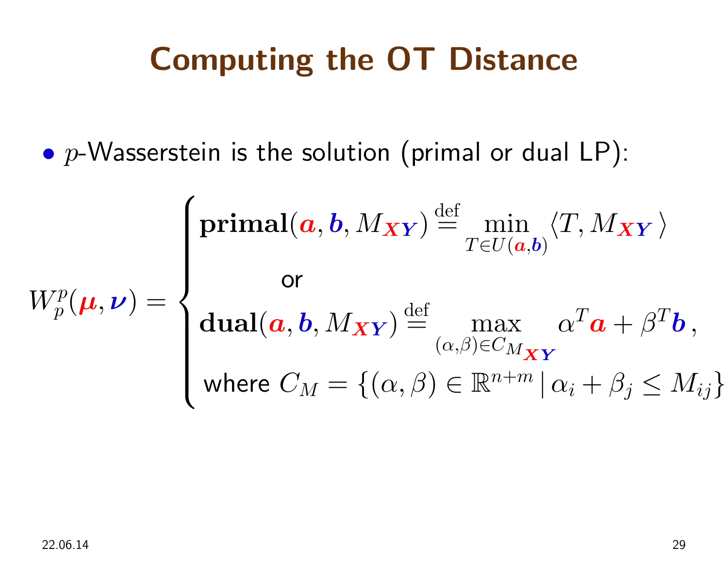# Computing the OT Distance

- $p$-Wasserstein is the solution (primal or dual LP):

$$
W_p^p(\boldsymbol{\mu}, \boldsymbol{\nu}) = \begin{cases} \mathbf{primal}(\boldsymbol{a}, \boldsymbol{b}, M_{\boldsymbol{XY}}) \stackrel{\text{def}}{=} \min\limits_{T \in U(\boldsymbol{a}, \boldsymbol{b})} \langle T, M_{\boldsymbol{XY}} \rangle \\ \qquad\qquad \text{or} \\ \mathbf{dual}(\boldsymbol{a}, \boldsymbol{b}, M_{\boldsymbol{XY}}) \stackrel{\text{def}}{=} \max\limits_{(\alpha, \beta) \in C_{M_{\boldsymbol{XY}}}} \alpha^T \boldsymbol{a} + \beta^T \boldsymbol{b}\,, \\ \text{where } C_M = \{(\alpha, \beta) \in \mathbb{R}^{n+m} \,|\, \alpha_i + \beta_j \leq M_{ij}\} \end{cases}
$$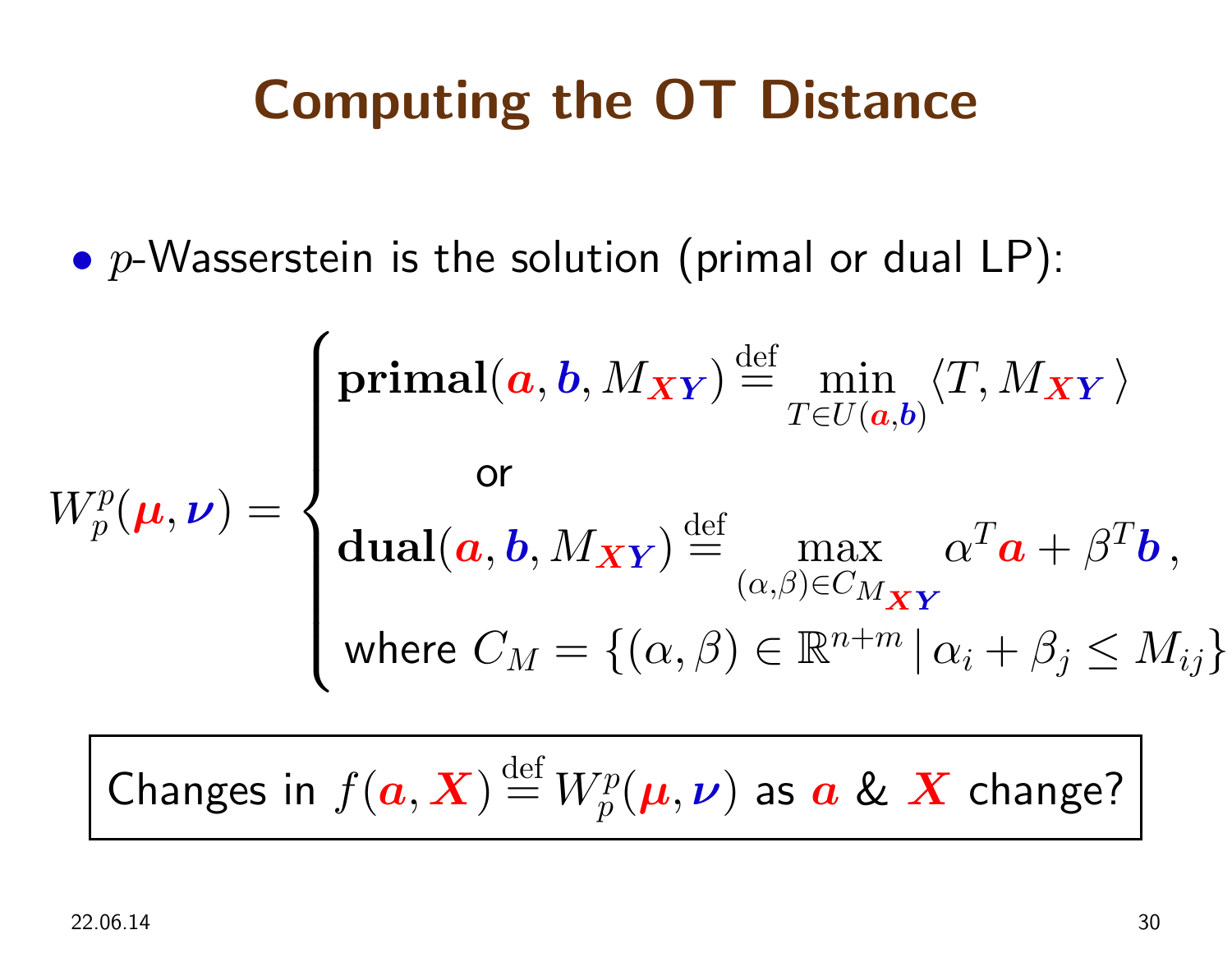# Computing the OT Distance

- $p$-Wasserstein is the solution (primal or dual LP):

$$
W_p^p(\boldsymbol{\mu}, \boldsymbol{\nu}) = \begin{cases} \mathbf{primal}(\boldsymbol{a}, \boldsymbol{b}, M_{\boldsymbol{XY}}) \stackrel{\text{def}}{=} \min_{T \in U(\boldsymbol{a}, \boldsymbol{b})} \langle T, M_{\boldsymbol{XY}} \rangle \\ \qquad\qquad \text{or} \\ \mathbf{dual}(\boldsymbol{a}, \boldsymbol{b}, M_{\boldsymbol{XY}}) \stackrel{\text{def}}{=} \max_{(\alpha, \beta) \in C_{M_{\boldsymbol{XY}}}} \alpha^T \boldsymbol{a} + \beta^T \boldsymbol{b}\,, \\ \text{where } C_M = \{(\alpha, \beta) \in \mathbb{R}^{n+m} \,|\, \alpha_i + \beta_j \leq M_{ij}\} \end{cases}
$$

> Changes in $f(\boldsymbol{a}, \boldsymbol{X}) \stackrel{\text{def}}{=} W_p^p(\boldsymbol{\mu}, \boldsymbol{\nu})$ as $\boldsymbol{a}$ & $\boldsymbol{X}$ change?

22.06.14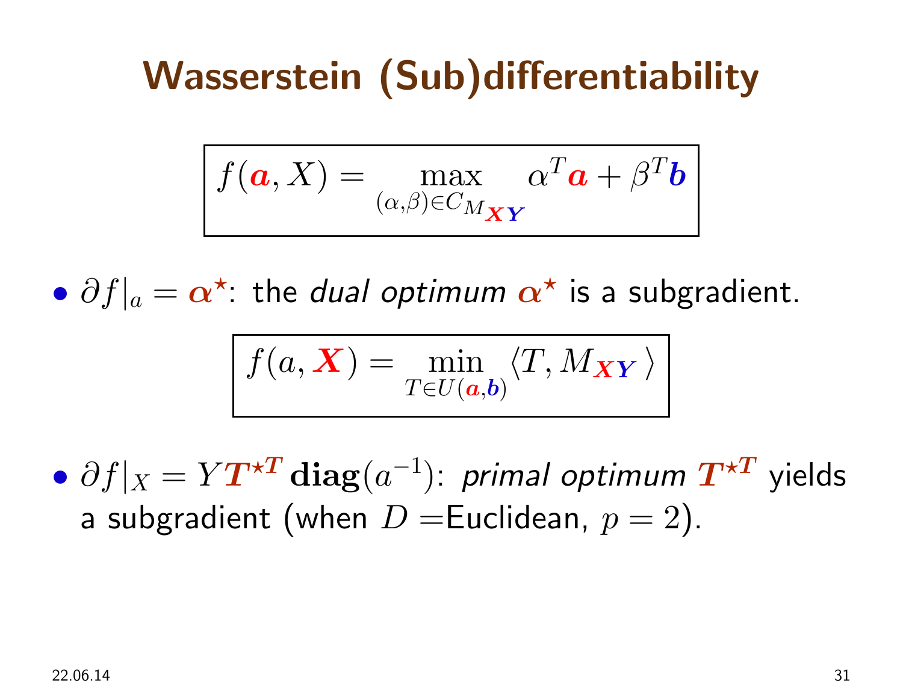# Wasserstein (Sub)differentiability

$$f(\boldsymbol{a}, X) = \max_{(\alpha,\beta)\in C_{M_{\boldsymbol{XY}}}} \alpha^T \boldsymbol{a} + \beta^T \boldsymbol{b}$$

- $\partial f|_a = \boldsymbol{\alpha}^\star$: the *dual optimum* $\boldsymbol{\alpha}^\star$ is a subgradient.

$$f(a, \boldsymbol{X}) = \min_{T\in U(\boldsymbol{a},\boldsymbol{b})} \langle T, M_{\boldsymbol{XY}} \rangle$$

- $\partial f|_X = Y\boldsymbol{T}^{\star \boldsymbol{T}}\,\mathbf{diag}(a^{-1})$: *primal optimum* $\boldsymbol{T}^{\star \boldsymbol{T}}$ yields a subgradient (when $D =$Euclidean, $p = 2$).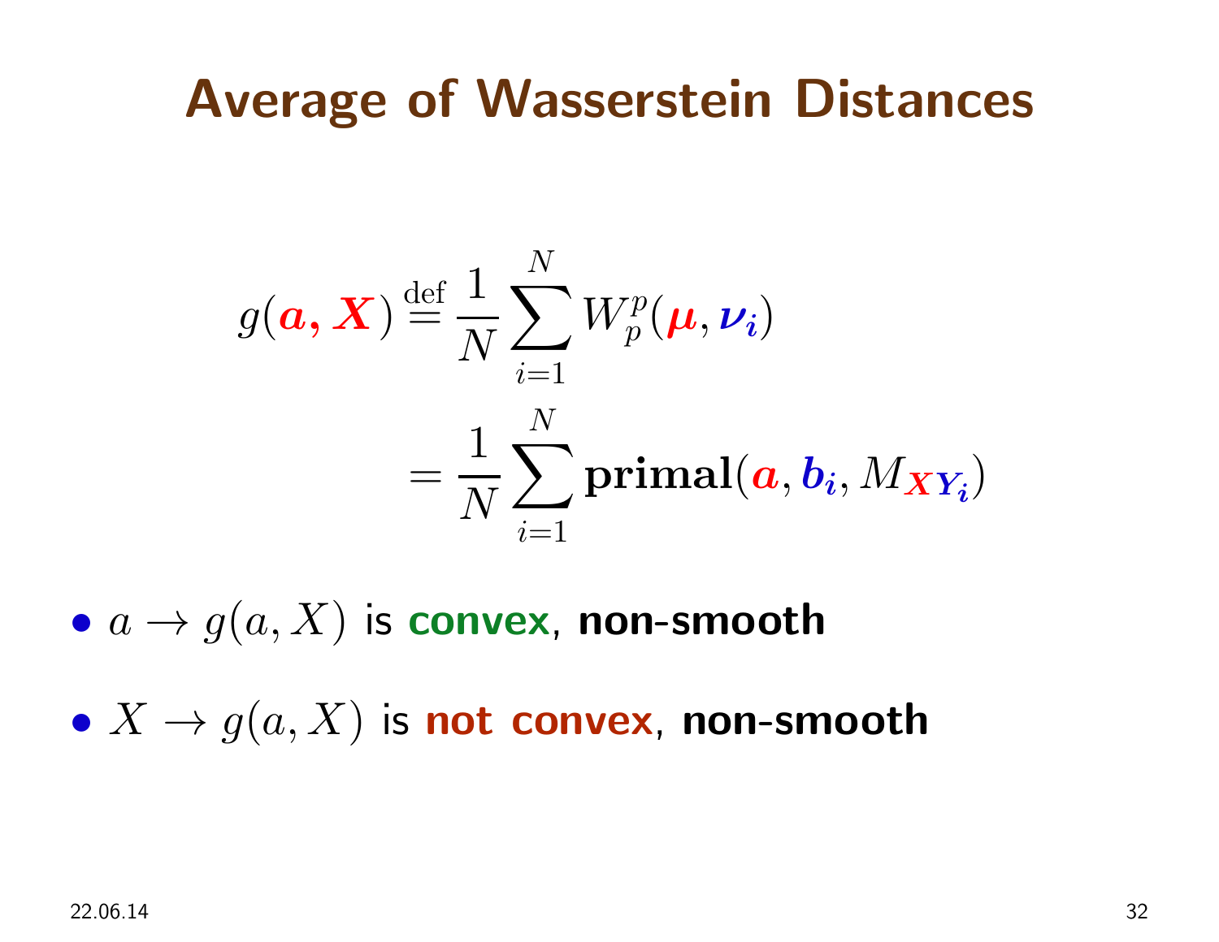# Average of Wasserstein Distances

$$
\begin{aligned}
g(\boldsymbol{a}, \boldsymbol{X}) &\stackrel{\text{def}}{=} \frac{1}{N} \sum_{i=1}^{N} W_p^p(\boldsymbol{\mu}, \boldsymbol{\nu_i}) \\
&= \frac{1}{N} \sum_{i=1}^{N} \textbf{primal}(\boldsymbol{a}, \boldsymbol{b_i}, M_{\boldsymbol{X}\mathbf{Y}_{\boldsymbol{i}}})
\end{aligned}
$$

- $a \to g(a, X)$ is **convex**, **non-smooth**
- $X \to g(a, X)$ is **not convex**, **non-smooth**

22.06.14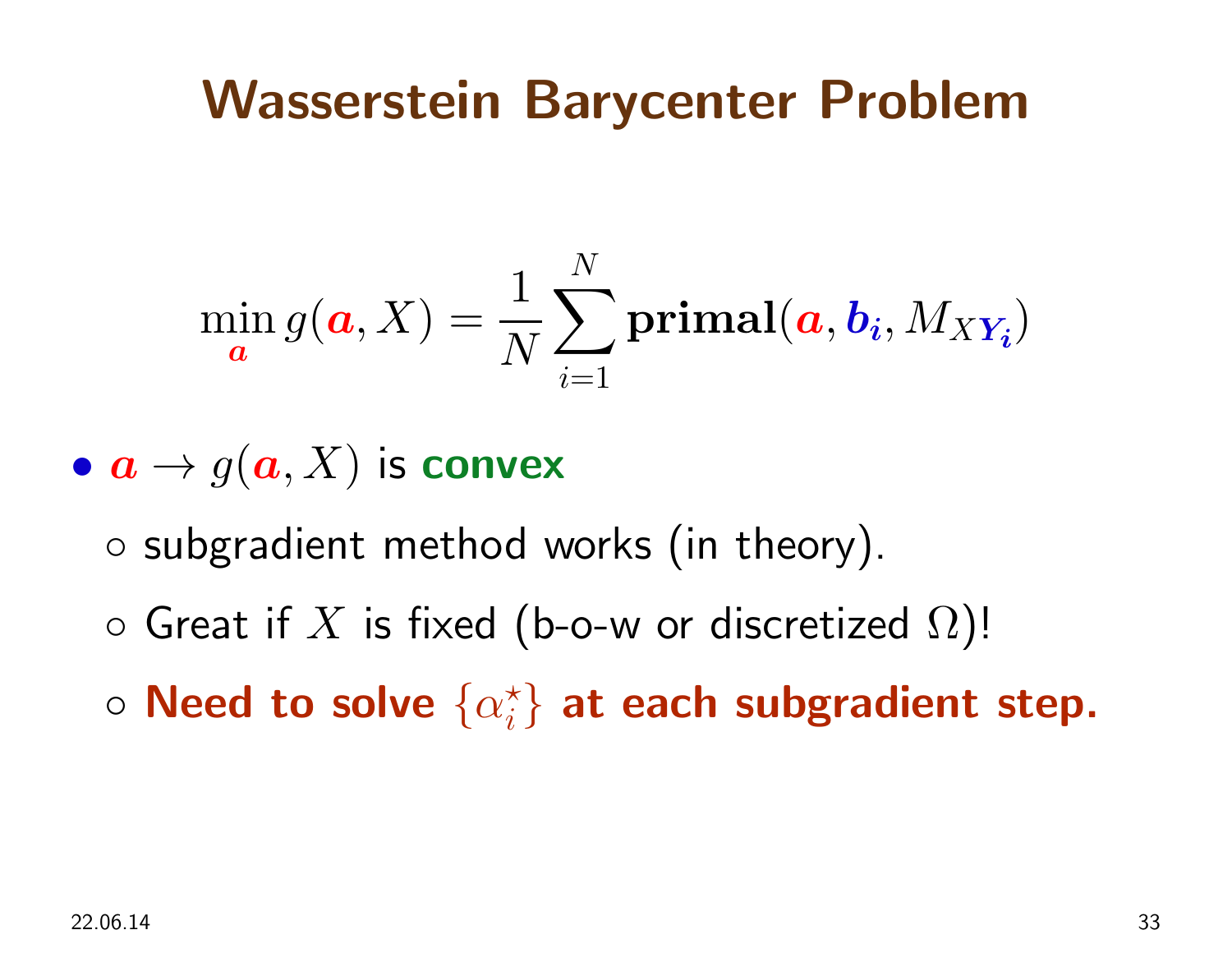# Wasserstein Barycenter Problem

$$\min_{\boldsymbol{a}} g(\boldsymbol{a}, X) = \frac{1}{N}\sum_{i=1}^{N} \mathbf{primal}(\boldsymbol{a}, \boldsymbol{b_i}, M_{X\mathbf{Y_i}})$$

- $\boldsymbol{a} \rightarrow g(\boldsymbol{a}, X)$ is **convex**
  - subgradient method works (in theory).
  - Great if $X$ is fixed (b-o-w or discretized $\Omega$)!
  - **Need to solve $\{\alpha_i^\star\}$ at each subgradient step.**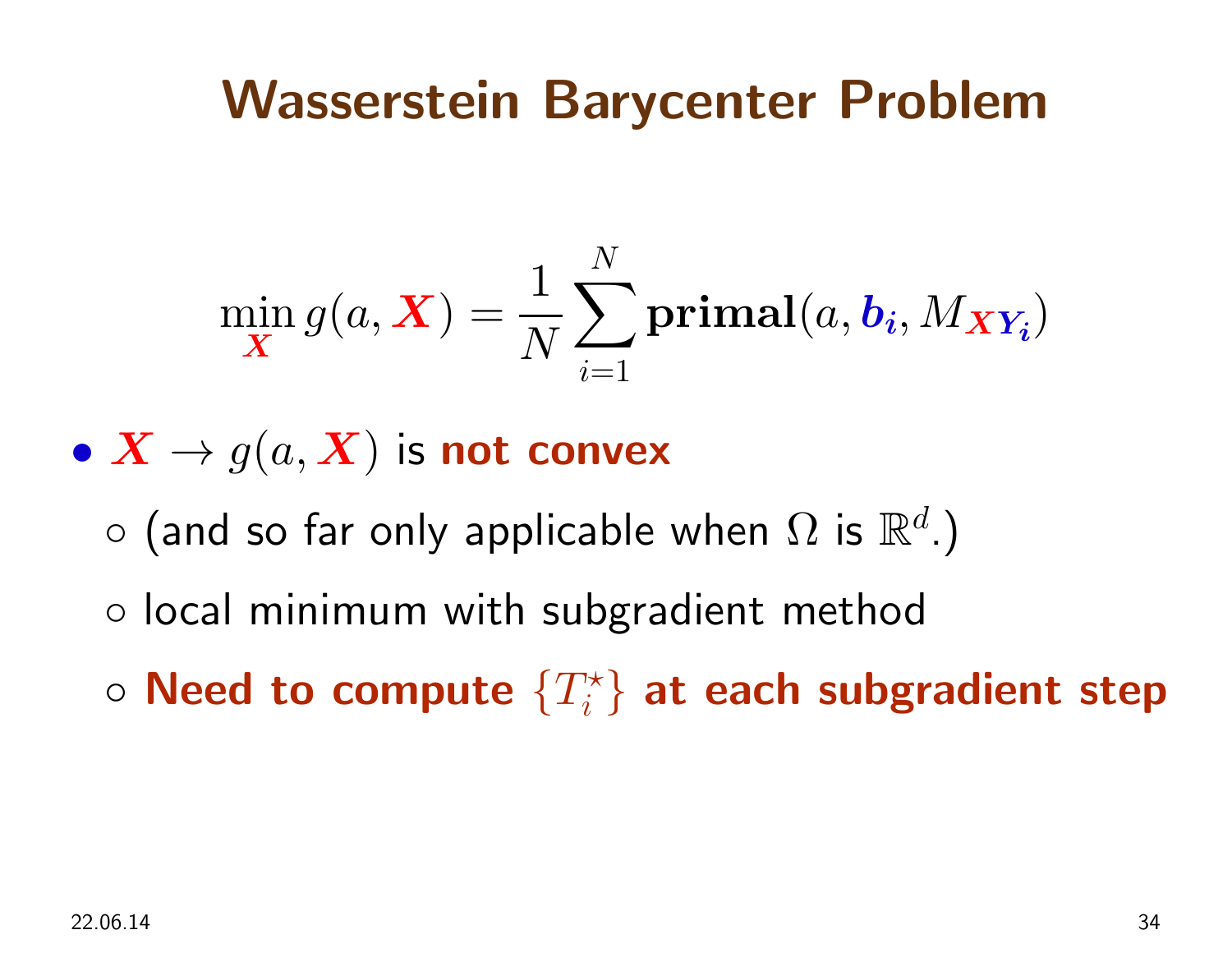# Wasserstein Barycenter Problem

$$\min_{\boldsymbol{X}} g(a, \boldsymbol{X}) = \frac{1}{N}\sum_{i=1}^{N} \mathbf{primal}(a, \boldsymbol{b_i}, M_{\boldsymbol{X}\mathbf{Y}_{\boldsymbol{i}}})$$

- $\boldsymbol{X} \to g(a, \boldsymbol{X})$ is **not convex**
  - (and so far only applicable when $\Omega$ is $\mathbb{R}^d$.)
  - local minimum with subgradient method
  - **Need to compute $\{T_i^\star\}$ at each subgradient step**

22.06.14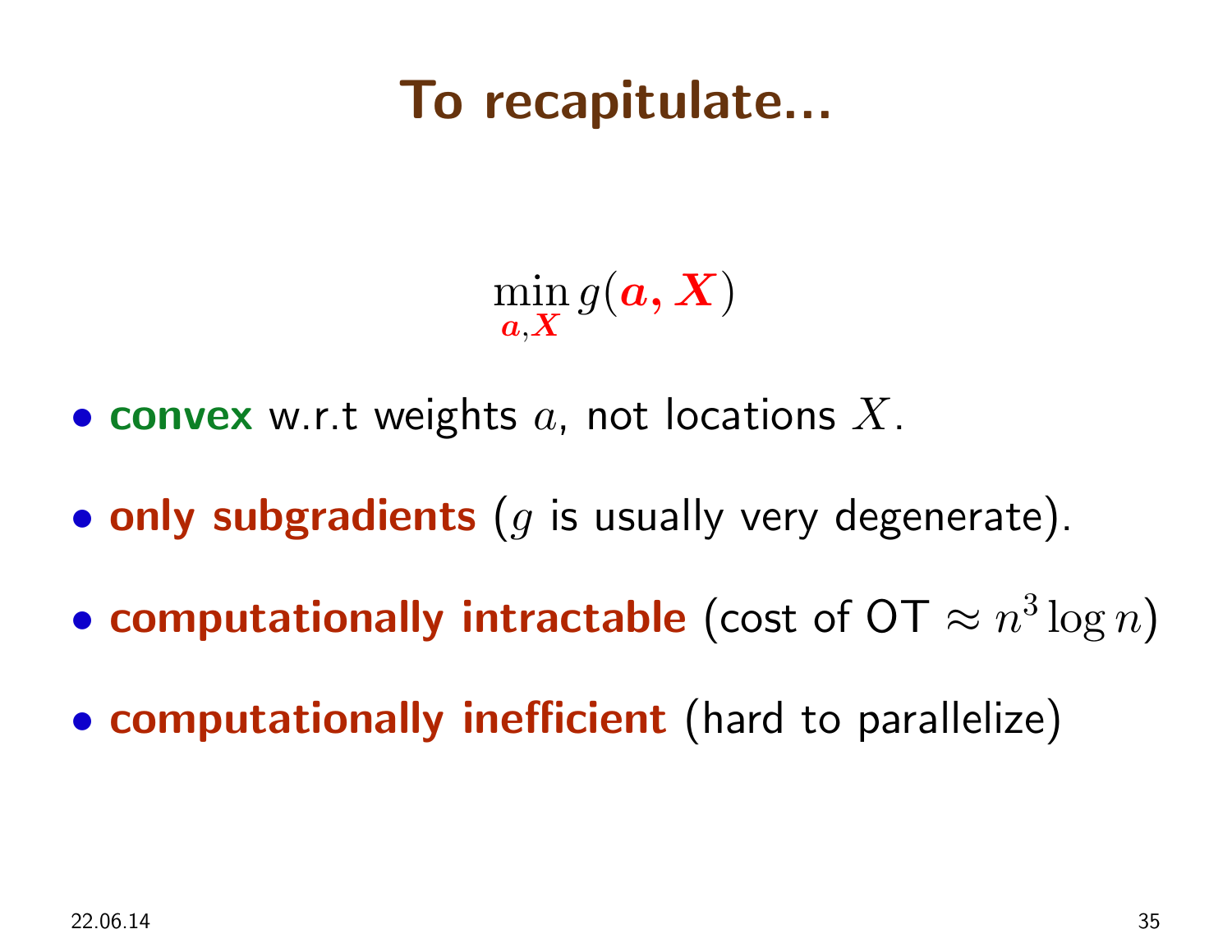# To recapitulate...

$$\min_{\boldsymbol{a},\boldsymbol{X}} g(\boldsymbol{a}, \boldsymbol{X})$$

- **convex** w.r.t weights $a$, not locations $X$.
- **only subgradients** ($g$ is usually very degenerate).
- **computationally intractable** (cost of OT $\approx n^3 \log n$)
- **computationally inefficient** (hard to parallelize)

22.06.14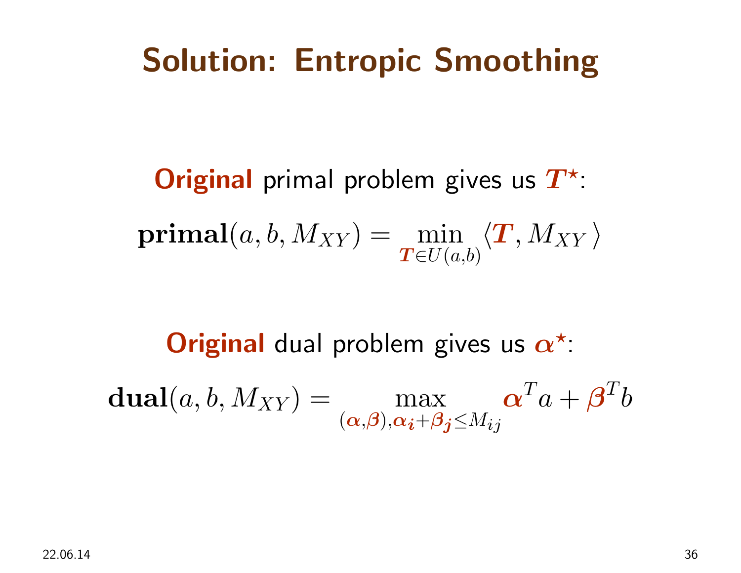# Solution: Entropic Smoothing

**Original** primal problem gives us $\boldsymbol{T}^\star$:

$$\mathbf{primal}(a, b, M_{XY}) = \min_{\boldsymbol{T} \in U(a,b)} \langle \boldsymbol{T}, M_{XY} \rangle$$

**Original** dual problem gives us $\boldsymbol{\alpha}^\star$:

$$\mathbf{dual}(a, b, M_{XY}) = \max_{(\boldsymbol{\alpha}, \boldsymbol{\beta}), \boldsymbol{\alpha_i} + \boldsymbol{\beta_j} \leq M_{ij}} \boldsymbol{\alpha}^T a + \boldsymbol{\beta}^T b$$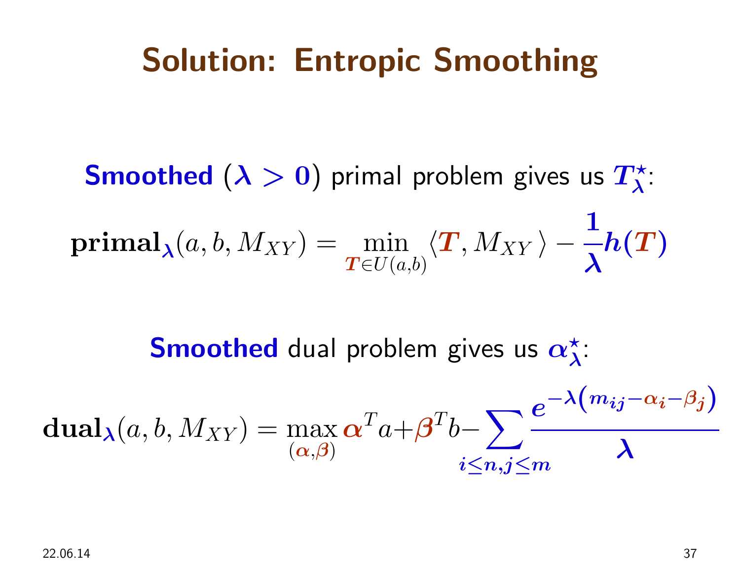# Solution: Entropic Smoothing

**Smoothed** ($\lambda > 0$) primal problem gives us $T^\star_\lambda$:

$$\mathbf{primal}_\lambda(a, b, M_{XY}) = \min_{T \in U(a,b)} \langle T, M_{XY} \rangle - \frac{1}{\lambda} h(T)$$

**Smoothed** dual problem gives us $\alpha^\star_\lambda$:

$$\mathbf{dual}_\lambda(a, b, M_{XY}) = \max_{(\alpha, \beta)} \alpha^T a + \beta^T b - \sum_{i \leq n, j \leq m} \frac{e^{-\lambda\left(m_{ij} - \alpha_i - \beta_j\right)}}{\lambda}$$

22.06.14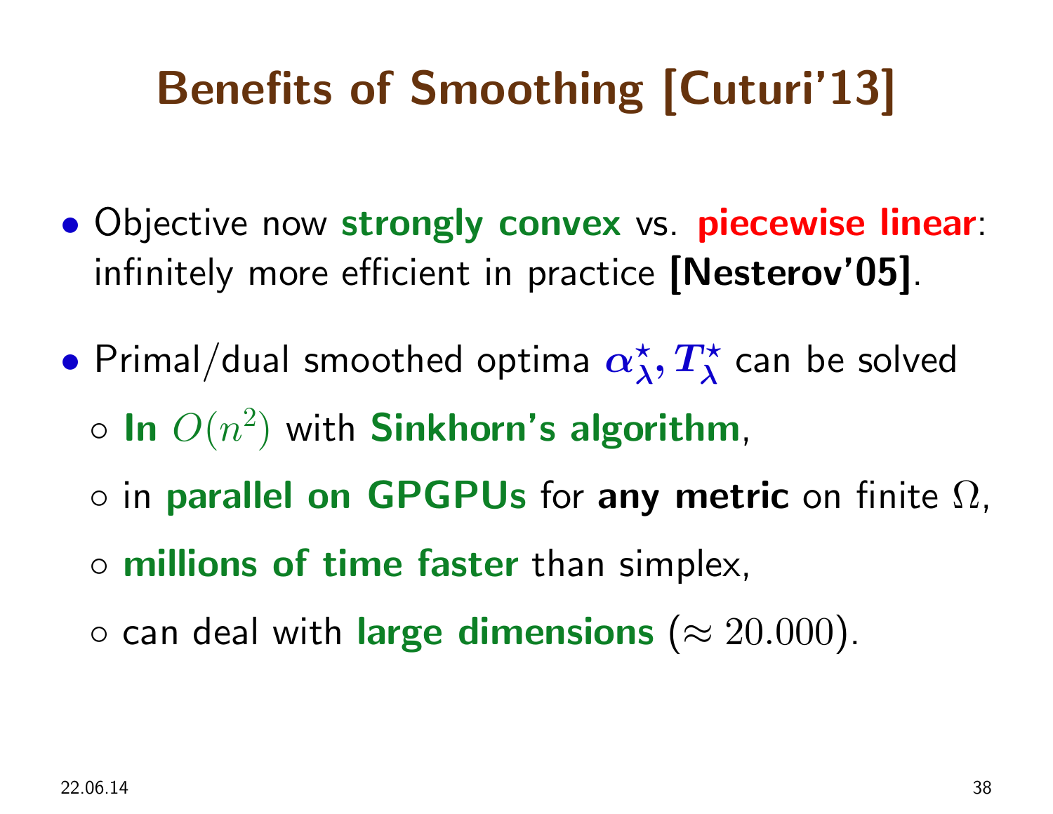# Benefits of Smoothing [Cuturi'13]

- Objective now **strongly convex** vs. **piecewise linear**: infinitely more efficient in practice **[Nesterov'05]**.
- Primal/dual smoothed optima $\boldsymbol{\alpha}_{\boldsymbol{\lambda}}^{\star}, \boldsymbol{T}_{\boldsymbol{\lambda}}^{\star}$ can be solved
  - **In** $O(n^2)$ with **Sinkhorn's algorithm**,
  - in **parallel on GPGPUs** for **any metric** on finite $\Omega$,
  - **millions of time faster** than simplex,
  - can deal with **large dimensions** ($\approx 20.000$).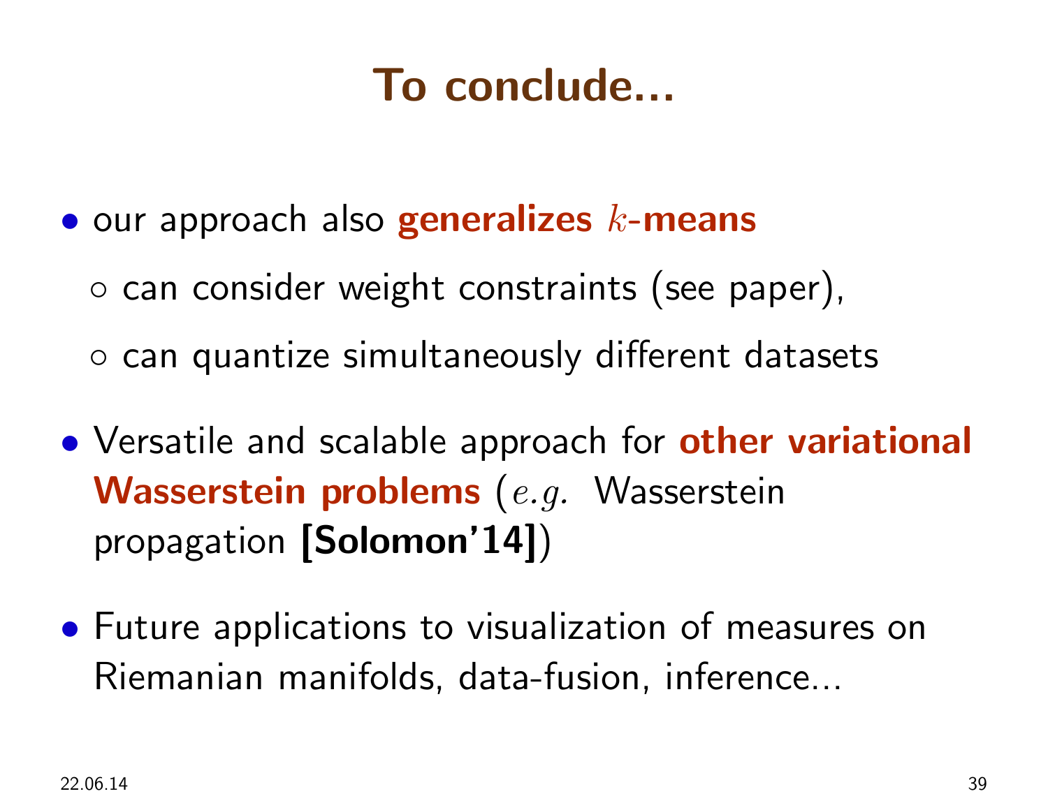# To conclude...

- our approach also **generalizes $k$-means**
  - can consider weight constraints (see paper),
  - can quantize simultaneously different datasets
- Versatile and scalable approach for **other variational Wasserstein problems** ($e.g.$ Wasserstein propagation **[Solomon'14]**)
- Future applications to visualization of measures on Riemanian manifolds, data-fusion, inference...

22.06.14